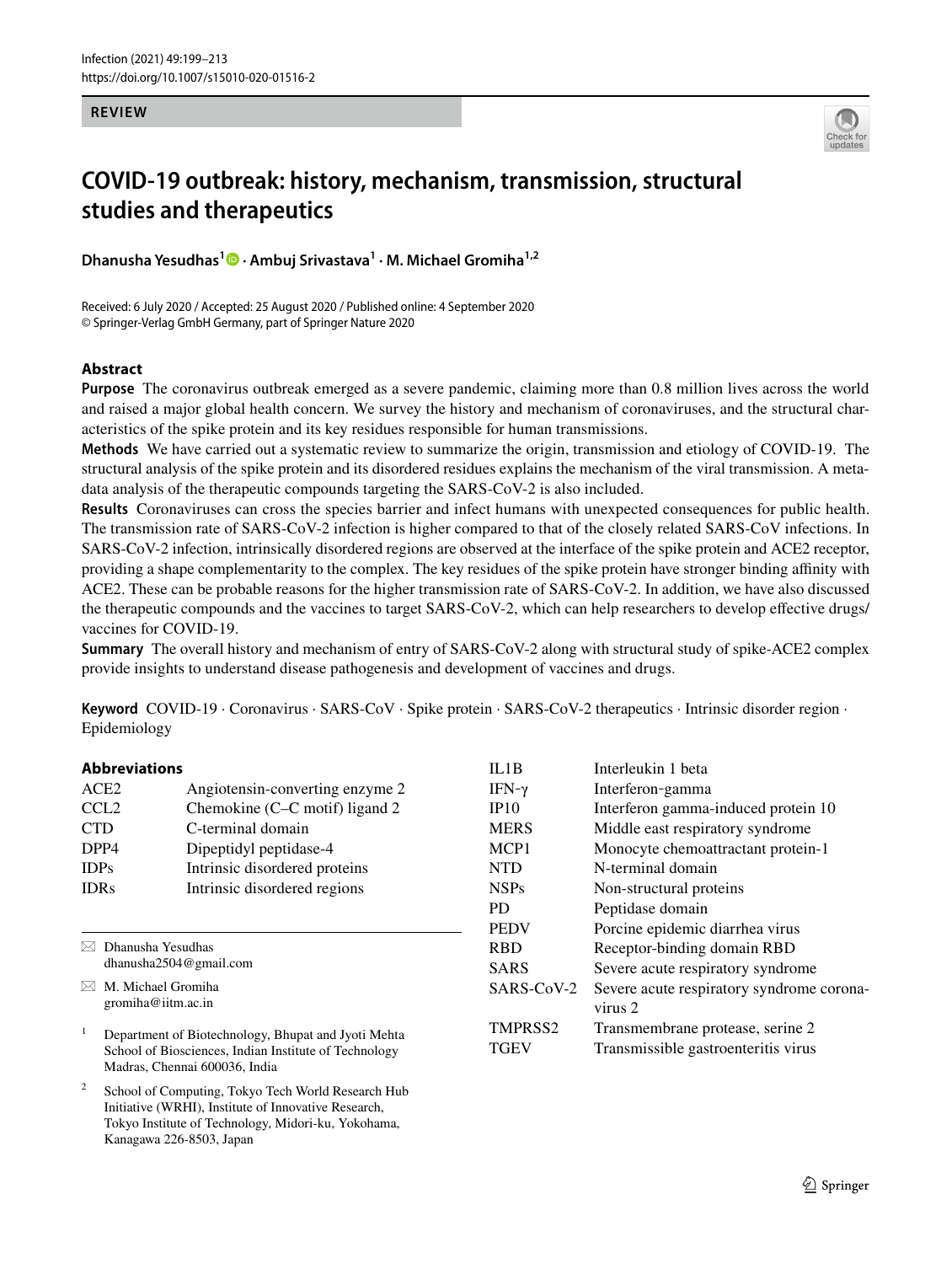**REVIEW**

# COVID-19 outbreak: history, mechanism, transmission, structural studies and therapeutics

**Dhanusha Yesudhas[1] · Ambuj Srivastava[1] · M. Michael Gromiha[1,2]**

Received: 6 July 2020 / Accepted: 25 August 2020 / Published online: 4 September 2020
© Springer-Verlag GmbH Germany, part of Springer Nature 2020

## Abstract

**Purpose** The coronavirus outbreak emerged as a severe pandemic, claiming more than 0.8 million lives across the world and raised a major global health concern. We survey the history and mechanism of coronaviruses, and the structural characteristics of the spike protein and its key residues responsible for human transmissions.

**Methods** We have carried out a systematic review to summarize the origin, transmission and etiology of COVID-19. The structural analysis of the spike protein and its disordered residues explains the mechanism of the viral transmission. A meta-data analysis of the therapeutic compounds targeting the SARS-CoV-2 is also included.

**Results** Coronaviruses can cross the species barrier and infect humans with unexpected consequences for public health. The transmission rate of SARS-CoV-2 infection is higher compared to that of the closely related SARS-CoV infections. In SARS-CoV-2 infection, intrinsically disordered regions are observed at the interface of the spike protein and ACE2 receptor, providing a shape complementarity to the complex. The key residues of the spike protein have stronger binding affinity with ACE2. These can be probable reasons for the higher transmission rate of SARS-CoV-2. In addition, we have also discussed the therapeutic compounds and the vaccines to target SARS-CoV-2, which can help researchers to develop effective drugs/vaccines for COVID-19.

**Summary** The overall history and mechanism of entry of SARS-CoV-2 along with structural study of spike-ACE2 complex provide insights to understand disease pathogenesis and development of vaccines and drugs.

**Keyword** COVID-19 · Coronavirus · SARS-CoV · Spike protein · SARS-CoV-2 therapeutics · Intrinsic disorder region · Epidemiology

### Abbreviations

| | |
|---|---|
| ACE2 | Angiotensin-converting enzyme 2 |
| CCL2 | Chemokine (C–C motif) ligand 2 |
| CTD | C-terminal domain |
| DPP4 | Dipeptidyl peptidase-4 |
| IDPs | Intrinsic disordered proteins |
| IDRs | Intrinsic disordered regions |
| IL1B | Interleukin 1 beta |
| IFN-γ | Interferon-gamma |
| IP10 | Interferon gamma-induced protein 10 |
| MERS | Middle east respiratory syndrome |
| MCP1 | Monocyte chemoattractant protein-1 |
| NTD | N-terminal domain |
| NSPs | Non-structural proteins |
| PD | Peptidase domain |
| PEDV | Porcine epidemic diarrhea virus |
| RBD | Receptor-binding domain RBD |
| SARS | Severe acute respiratory syndrome |
| SARS-CoV-2 | Severe acute respiratory syndrome coronavirus 2 |
| TMPRSS2 | Transmembrane protease, serine 2 |
| TGEV | Transmissible gastroenteritis virus |

✉ Dhanusha Yesudhas
dhanusha2504@gmail.com

✉ M. Michael Gromiha
gromiha@iitm.ac.in

[1] Department of Biotechnology, Bhupat and Jyoti Mehta School of Biosciences, Indian Institute of Technology Madras, Chennai 600036, India

[2] School of Computing, Tokyo Tech World Research Hub Initiative (WRHI), Institute of Innovative Research, Tokyo Institute of Technology, Midori-ku, Yokohama, Kanagawa 226-8503, Japan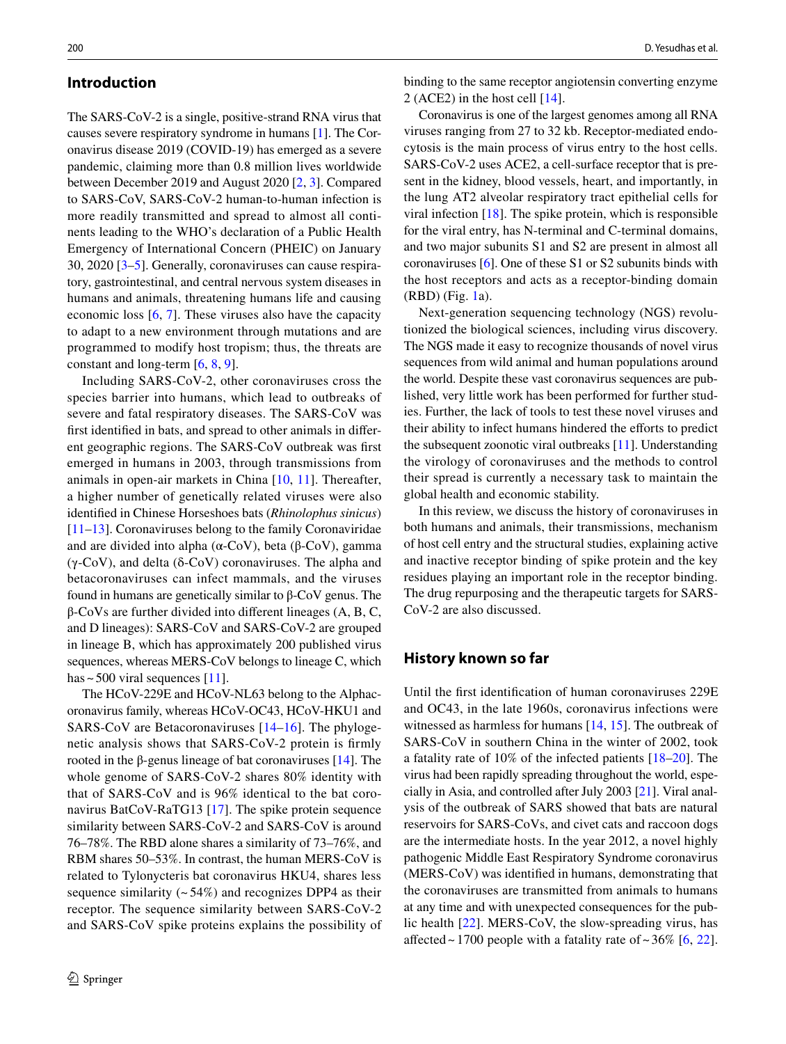## Introduction

The SARS-CoV-2 is a single, positive-strand RNA virus that causes severe respiratory syndrome in humans [1]. The Coronavirus disease 2019 (COVID-19) has emerged as a severe pandemic, claiming more than 0.8 million lives worldwide between December 2019 and August 2020 [2, 3]. Compared to SARS-CoV, SARS-CoV-2 human-to-human infection is more readily transmitted and spread to almost all continents leading to the WHO's declaration of a Public Health Emergency of International Concern (PHEIC) on January 30, 2020 [3–5]. Generally, coronaviruses can cause respiratory, gastrointestinal, and central nervous system diseases in humans and animals, threatening humans life and causing economic loss [6, 7]. These viruses also have the capacity to adapt to a new environment through mutations and are programmed to modify host tropism; thus, the threats are constant and long-term [6, 8, 9].

Including SARS-CoV-2, other coronaviruses cross the species barrier into humans, which lead to outbreaks of severe and fatal respiratory diseases. The SARS-CoV was first identified in bats, and spread to other animals in different geographic regions. The SARS-CoV outbreak was first emerged in humans in 2003, through transmissions from animals in open-air markets in China [10, 11]. Thereafter, a higher number of genetically related viruses were also identified in Chinese Horseshoes bats (*Rhinolophus sinicus*) [11–13]. Coronaviruses belong to the family Coronaviridae and are divided into alpha (α-CoV), beta (β-CoV), gamma (γ-CoV), and delta (δ-CoV) coronaviruses. The alpha and betacoronaviruses can infect mammals, and the viruses found in humans are genetically similar to β-CoV genus. The β-CoVs are further divided into different lineages (A, B, C, and D lineages): SARS-CoV and SARS-CoV-2 are grouped in lineage B, which has approximately 200 published virus sequences, whereas MERS-CoV belongs to lineage C, which has ~ 500 viral sequences [11].

The HCoV-229E and HCoV-NL63 belong to the Alphacoronavirus family, whereas HCoV-OC43, HCoV-HKU1 and SARS-CoV are Betacoronaviruses [14–16]. The phylogenetic analysis shows that SARS-CoV-2 protein is firmly rooted in the β-genus lineage of bat coronaviruses [14]. The whole genome of SARS-CoV-2 shares 80% identity with that of SARS-CoV and is 96% identical to the bat coronavirus BatCoV-RaTG13 [17]. The spike protein sequence similarity between SARS-CoV-2 and SARS-CoV is around 76–78%. The RBD alone shares a similarity of 73–76%, and RBM shares 50–53%. In contrast, the human MERS-CoV is related to Tylonycteris bat coronavirus HKU4, shares less sequence similarity (~ 54%) and recognizes DPP4 as their receptor. The sequence similarity between SARS-CoV-2 and SARS-CoV spike proteins explains the possibility of binding to the same receptor angiotensin converting enzyme 2 (ACE2) in the host cell [14].

Coronavirus is one of the largest genomes among all RNA viruses ranging from 27 to 32 kb. Receptor-mediated endocytosis is the main process of virus entry to the host cells. SARS-CoV-2 uses ACE2, a cell-surface receptor that is present in the kidney, blood vessels, heart, and importantly, in the lung AT2 alveolar respiratory tract epithelial cells for viral infection [18]. The spike protein, which is responsible for the viral entry, has N-terminal and C-terminal domains, and two major subunits S1 and S2 are present in almost all coronaviruses [6]. One of these S1 or S2 subunits binds with the host receptors and acts as a receptor-binding domain (RBD) (Fig. 1a).

Next-generation sequencing technology (NGS) revolutionized the biological sciences, including virus discovery. The NGS made it easy to recognize thousands of novel virus sequences from wild animal and human populations around the world. Despite these vast coronavirus sequences are published, very little work has been performed for further studies. Further, the lack of tools to test these novel viruses and their ability to infect humans hindered the efforts to predict the subsequent zoonotic viral outbreaks [11]. Understanding the virology of coronaviruses and the methods to control their spread is currently a necessary task to maintain the global health and economic stability.

In this review, we discuss the history of coronaviruses in both humans and animals, their transmissions, mechanism of host cell entry and the structural studies, explaining active and inactive receptor binding of spike protein and the key residues playing an important role in the receptor binding. The drug repurposing and the therapeutic targets for SARS-CoV-2 are also discussed.

## History known so far

Until the first identification of human coronaviruses 229E and OC43, in the late 1960s, coronavirus infections were witnessed as harmless for humans [14, 15]. The outbreak of SARS-CoV in southern China in the winter of 2002, took a fatality rate of 10% of the infected patients [18–20]. The virus had been rapidly spreading throughout the world, especially in Asia, and controlled after July 2003 [21]. Viral analysis of the outbreak of SARS showed that bats are natural reservoirs for SARS-CoVs, and civet cats and raccoon dogs are the intermediate hosts. In the year 2012, a novel highly pathogenic Middle East Respiratory Syndrome coronavirus (MERS-CoV) was identified in humans, demonstrating that the coronaviruses are transmitted from animals to humans at any time and with unexpected consequences for the public health [22]. MERS-CoV, the slow-spreading virus, has affected ~ 1700 people with a fatality rate of ~ 36% [6, 22].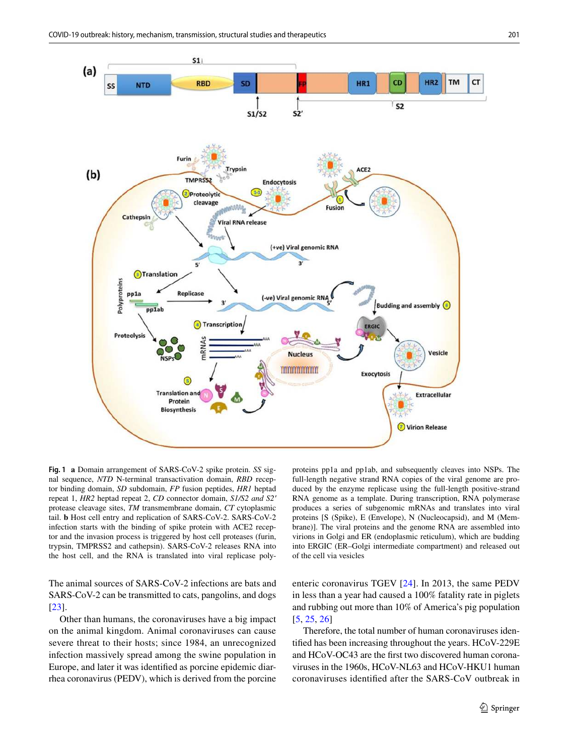**Fig. 1** **a** Domain arrangement of SARS-CoV-2 spike protein. *SS* signal sequence, *NTD* N-terminal transactivation domain, *RBD* receptor binding domain, *SD* subdomain, *FP* fusion peptides, *HR1* heptad repeat 1, *HR2* heptad repeat 2, *CD* connector domain, *S1/S2 and S2′* protease cleavage sites, *TM* transmembrane domain, *CT* cytoplasmic tail. **b** Host cell entry and replication of SARS-CoV-2. SARS-CoV-2 infection starts with the binding of spike protein with ACE2 receptor and the invasion process is triggered by host cell proteases (furin, trypsin, TMPRSS2 and cathepsin). SARS-CoV-2 releases RNA into the host cell, and the RNA is translated into viral replicase polyproteins pp1a and pp1ab, and subsequently cleaves into NSPs. The full-length negative strand RNA copies of the viral genome are produced by the enzyme replicase using the full-length positive-strand RNA genome as a template. During transcription, RNA polymerase produces a series of subgenomic mRNAs and translates into viral proteins [S (Spike), E (Envelope), N (Nucleocapsid), and M (Membrane)]. The viral proteins and the genome RNA are assembled into virions in Golgi and ER (endoplasmic reticulum), which are budding into ERGIC (ER–Golgi intermediate compartment) and released out of the cell via vesicles

The animal sources of SARS-CoV-2 infections are bats and SARS-CoV-2 can be transmitted to cats, pangolins, and dogs [23].

Other than humans, the coronaviruses have a big impact on the animal kingdom. Animal coronaviruses can cause severe threat to their hosts; since 1984, an unrecognized infection massively spread among the swine population in Europe, and later it was identified as porcine epidemic diarrhea coronavirus (PEDV), which is derived from the porcine enteric coronavirus TGEV [24]. In 2013, the same PEDV in less than a year had caused a 100% fatality rate in piglets and rubbing out more than 10% of America's pig population [5, 25, 26]

Therefore, the total number of human coronaviruses identified has been increasing throughout the years. HCoV-229E and HCoV-OC43 are the first two discovered human coronaviruses in the 1960s, HCoV-NL63 and HCoV-HKU1 human coronaviruses identified after the SARS-CoV outbreak in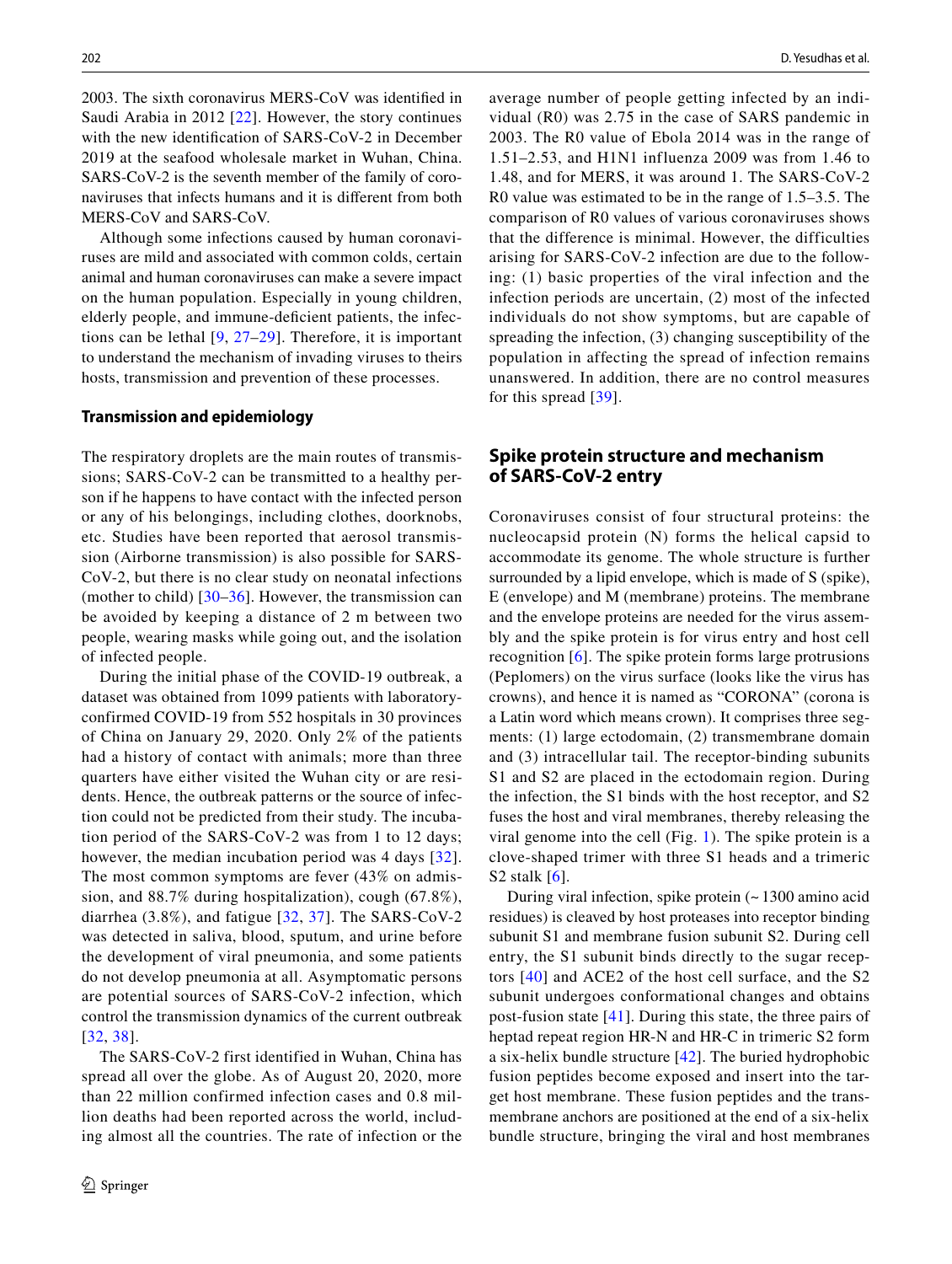2003. The sixth coronavirus MERS-CoV was identified in Saudi Arabia in 2012 [22]. However, the story continues with the new identification of SARS-CoV-2 in December 2019 at the seafood wholesale market in Wuhan, China. SARS-CoV-2 is the seventh member of the family of coronaviruses that infects humans and it is different from both MERS-CoV and SARS-CoV.

Although some infections caused by human coronaviruses are mild and associated with common colds, certain animal and human coronaviruses can make a severe impact on the human population. Especially in young children, elderly people, and immune-deficient patients, the infections can be lethal [9, 27–29]. Therefore, it is important to understand the mechanism of invading viruses to theirs hosts, transmission and prevention of these processes.

### Transmission and epidemiology

The respiratory droplets are the main routes of transmissions; SARS-CoV-2 can be transmitted to a healthy person if he happens to have contact with the infected person or any of his belongings, including clothes, doorknobs, etc. Studies have been reported that aerosol transmission (Airborne transmission) is also possible for SARS-CoV-2, but there is no clear study on neonatal infections (mother to child) [30–36]. However, the transmission can be avoided by keeping a distance of 2 m between two people, wearing masks while going out, and the isolation of infected people.

During the initial phase of the COVID-19 outbreak, a dataset was obtained from 1099 patients with laboratory-confirmed COVID-19 from 552 hospitals in 30 provinces of China on January 29, 2020. Only 2% of the patients had a history of contact with animals; more than three quarters have either visited the Wuhan city or are residents. Hence, the outbreak patterns or the source of infection could not be predicted from their study. The incubation period of the SARS-CoV-2 was from 1 to 12 days; however, the median incubation period was 4 days [32]. The most common symptoms are fever (43% on admission, and 88.7% during hospitalization), cough (67.8%), diarrhea (3.8%), and fatigue [32, 37]. The SARS-CoV-2 was detected in saliva, blood, sputum, and urine before the development of viral pneumonia, and some patients do not develop pneumonia at all. Asymptomatic persons are potential sources of SARS-CoV-2 infection, which control the transmission dynamics of the current outbreak [32, 38].

The SARS-CoV-2 first identified in Wuhan, China has spread all over the globe. As of August 20, 2020, more than 22 million confirmed infection cases and 0.8 million deaths had been reported across the world, including almost all the countries. The rate of infection or the average number of people getting infected by an individual (R0) was 2.75 in the case of SARS pandemic in 2003. The R0 value of Ebola 2014 was in the range of 1.51–2.53, and H1N1 influenza 2009 was from 1.46 to 1.48, and for MERS, it was around 1. The SARS-CoV-2 R0 value was estimated to be in the range of 1.5–3.5. The comparison of R0 values of various coronaviruses shows that the difference is minimal. However, the difficulties arising for SARS-CoV-2 infection are due to the following: (1) basic properties of the viral infection and the infection periods are uncertain, (2) most of the infected individuals do not show symptoms, but are capable of spreading the infection, (3) changing susceptibility of the population in affecting the spread of infection remains unanswered. In addition, there are no control measures for this spread [39].

## Spike protein structure and mechanism of SARS-CoV-2 entry

Coronaviruses consist of four structural proteins: the nucleocapsid protein (N) forms the helical capsid to accommodate its genome. The whole structure is further surrounded by a lipid envelope, which is made of S (spike), E (envelope) and M (membrane) proteins. The membrane and the envelope proteins are needed for the virus assembly and the spike protein is for virus entry and host cell recognition [6]. The spike protein forms large protrusions (Peplomers) on the virus surface (looks like the virus has crowns), and hence it is named as "CORONA" (corona is a Latin word which means crown). It comprises three segments: (1) large ectodomain, (2) transmembrane domain and (3) intracellular tail. The receptor-binding subunits S1 and S2 are placed in the ectodomain region. During the infection, the S1 binds with the host receptor, and S2 fuses the host and viral membranes, thereby releasing the viral genome into the cell (Fig. 1). The spike protein is a clove-shaped trimer with three S1 heads and a trimeric S2 stalk [6].

During viral infection, spike protein (~ 1300 amino acid residues) is cleaved by host proteases into receptor binding subunit S1 and membrane fusion subunit S2. During cell entry, the S1 subunit binds directly to the sugar receptors [40] and ACE2 of the host cell surface, and the S2 subunit undergoes conformational changes and obtains post-fusion state [41]. During this state, the three pairs of heptad repeat region HR-N and HR-C in trimeric S2 form a six-helix bundle structure [42]. The buried hydrophobic fusion peptides become exposed and insert into the target host membrane. These fusion peptides and the transmembrane anchors are positioned at the end of a six-helix bundle structure, bringing the viral and host membranes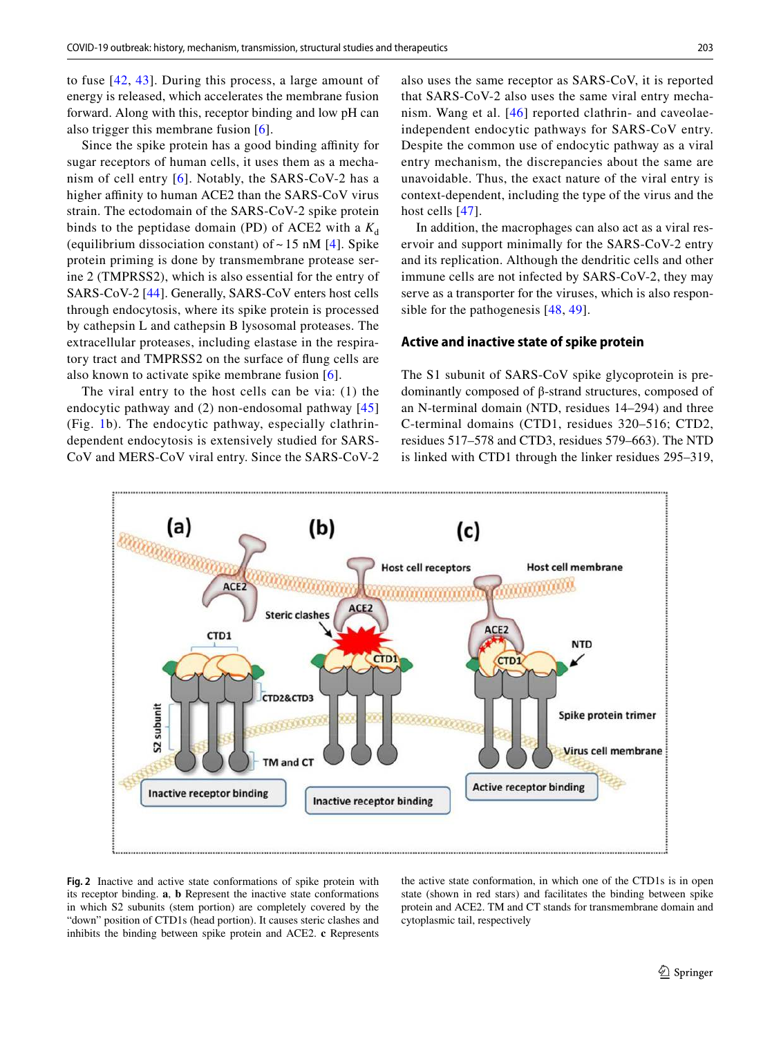to fuse [42, 43]. During this process, a large amount of energy is released, which accelerates the membrane fusion forward. Along with this, receptor binding and low pH can also trigger this membrane fusion [6].

Since the spike protein has a good binding affinity for sugar receptors of human cells, it uses them as a mechanism of cell entry [6]. Notably, the SARS-CoV-2 has a higher affinity to human ACE2 than the SARS-CoV virus strain. The ectodomain of the SARS-CoV-2 spike protein binds to the peptidase domain (PD) of ACE2 with a $K_d$ (equilibrium dissociation constant) of ~ 15 nM [4]. Spike protein priming is done by transmembrane protease serine 2 (TMPRSS2), which is also essential for the entry of SARS-CoV-2 [44]. Generally, SARS-CoV enters host cells through endocytosis, where its spike protein is processed by cathepsin L and cathepsin B lysosomal proteases. The extracellular proteases, including elastase in the respiratory tract and TMPRSS2 on the surface of flung cells are also known to activate spike membrane fusion [6].

The viral entry to the host cells can be via: (1) the endocytic pathway and (2) non-endosomal pathway [45] (Fig. 1b). The endocytic pathway, especially clathrin-dependent endocytosis is extensively studied for SARS-CoV and MERS-CoV viral entry. Since the SARS-CoV-2 also uses the same receptor as SARS-CoV, it is reported that SARS-CoV-2 also uses the same viral entry mechanism. Wang et al. [46] reported clathrin- and caveolae-independent endocytic pathways for SARS-CoV entry. Despite the common use of endocytic pathway as a viral entry mechanism, the discrepancies about the same are unavoidable. Thus, the exact nature of the viral entry is context-dependent, including the type of the virus and the host cells [47].

In addition, the macrophages can also act as a viral reservoir and support minimally for the SARS-CoV-2 entry and its replication. Although the dendritic cells and other immune cells are not infected by SARS-CoV-2, they may serve as a transporter for the viruses, which is also responsible for the pathogenesis [48, 49].

## Active and inactive state of spike protein

The S1 subunit of SARS-CoV spike glycoprotein is predominantly composed of β-strand structures, composed of an N-terminal domain (NTD, residues 14–294) and three C-terminal domains (CTD1, residues 320–516; CTD2, residues 517–578 and CTD3, residues 579–663). The NTD is linked with CTD1 through the linker residues 295–319,

**Fig. 2** Inactive and active state conformations of spike protein with its receptor binding. **a**, **b** Represent the inactive state conformations in which S2 subunits (stem portion) are completely covered by the "down" position of CTD1s (head portion). It causes steric clashes and inhibits the binding between spike protein and ACE2. **c** Represents the active state conformation, in which one of the CTD1s is in open state (shown in red stars) and facilitates the binding between spike protein and ACE2. TM and CT stands for transmembrane domain and cytoplasmic tail, respectively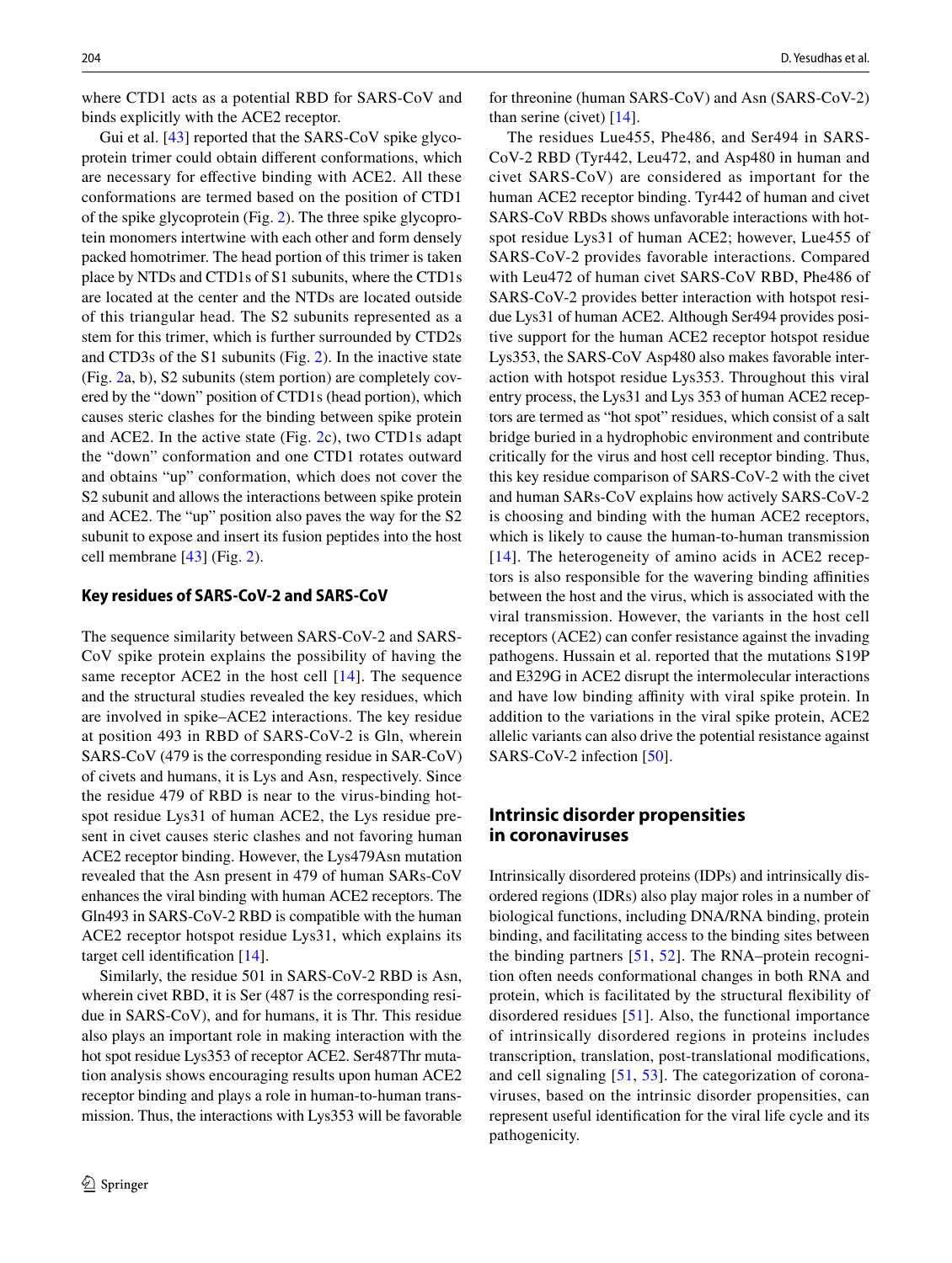where CTD1 acts as a potential RBD for SARS-CoV and binds explicitly with the ACE2 receptor.

Gui et al. [43] reported that the SARS-CoV spike glycoprotein trimer could obtain different conformations, which are necessary for effective binding with ACE2. All these conformations are termed based on the position of CTD1 of the spike glycoprotein (Fig. 2). The three spike glycoprotein monomers intertwine with each other and form densely packed homotrimer. The head portion of this trimer is taken place by NTDs and CTD1s of S1 subunits, where the CTD1s are located at the center and the NTDs are located outside of this triangular head. The S2 subunits represented as a stem for this trimer, which is further surrounded by CTD2s and CTD3s of the S1 subunits (Fig. 2). In the inactive state (Fig. 2a, b), S2 subunits (stem portion) are completely covered by the "down" position of CTD1s (head portion), which causes steric clashes for the binding between spike protein and ACE2. In the active state (Fig. 2c), two CTD1s adapt the "down" conformation and one CTD1 rotates outward and obtains "up" conformation, which does not cover the S2 subunit and allows the interactions between spike protein and ACE2. The "up" position also paves the way for the S2 subunit to expose and insert its fusion peptides into the host cell membrane [43] (Fig. 2).

## Key residues of SARS-CoV-2 and SARS-CoV

The sequence similarity between SARS-CoV-2 and SARS-CoV spike protein explains the possibility of having the same receptor ACE2 in the host cell [14]. The sequence and the structural studies revealed the key residues, which are involved in spike–ACE2 interactions. The key residue at position 493 in RBD of SARS-CoV-2 is Gln, wherein SARS-CoV (479 is the corresponding residue in SAR-CoV) of civets and humans, it is Lys and Asn, respectively. Since the residue 479 of RBD is near to the virus-binding hotspot residue Lys31 of human ACE2, the Lys residue present in civet causes steric clashes and not favoring human ACE2 receptor binding. However, the Lys479Asn mutation revealed that the Asn present in 479 of human SARs-CoV enhances the viral binding with human ACE2 receptors. The Gln493 in SARS-CoV-2 RBD is compatible with the human ACE2 receptor hotspot residue Lys31, which explains its target cell identification [14].

Similarly, the residue 501 in SARS-CoV-2 RBD is Asn, wherein civet RBD, it is Ser (487 is the corresponding residue in SARS-CoV), and for humans, it is Thr. This residue also plays an important role in making interaction with the hot spot residue Lys353 of receptor ACE2. Ser487Thr mutation analysis shows encouraging results upon human ACE2 receptor binding and plays a role in human-to-human transmission. Thus, the interactions with Lys353 will be favorable for threonine (human SARS-CoV) and Asn (SARS-CoV-2) than serine (civet) [14].

The residues Lue455, Phe486, and Ser494 in SARS-CoV-2 RBD (Tyr442, Leu472, and Asp480 in human and civet SARS-CoV) are considered as important for the human ACE2 receptor binding. Tyr442 of human and civet SARS-CoV RBDs shows unfavorable interactions with hotspot residue Lys31 of human ACE2; however, Lue455 of SARS-CoV-2 provides favorable interactions. Compared with Leu472 of human civet SARS-CoV RBD, Phe486 of SARS-CoV-2 provides better interaction with hotspot residue Lys31 of human ACE2. Although Ser494 provides positive support for the human ACE2 receptor hotspot residue Lys353, the SARS-CoV Asp480 also makes favorable interaction with hotspot residue Lys353. Throughout this viral entry process, the Lys31 and Lys 353 of human ACE2 receptors are termed as "hot spot" residues, which consist of a salt bridge buried in a hydrophobic environment and contribute critically for the virus and host cell receptor binding. Thus, this key residue comparison of SARS-CoV-2 with the civet and human SARs-CoV explains how actively SARS-CoV-2 is choosing and binding with the human ACE2 receptors, which is likely to cause the human-to-human transmission [14]. The heterogeneity of amino acids in ACE2 receptors is also responsible for the wavering binding affinities between the host and the virus, which is associated with the viral transmission. However, the variants in the host cell receptors (ACE2) can confer resistance against the invading pathogens. Hussain et al. reported that the mutations S19P and E329G in ACE2 disrupt the intermolecular interactions and have low binding affinity with viral spike protein. In addition to the variations in the viral spike protein, ACE2 allelic variants can also drive the potential resistance against SARS-CoV-2 infection [50].

## Intrinsic disorder propensities in coronaviruses

Intrinsically disordered proteins (IDPs) and intrinsically disordered regions (IDRs) also play major roles in a number of biological functions, including DNA/RNA binding, protein binding, and facilitating access to the binding sites between the binding partners [51, 52]. The RNA–protein recognition often needs conformational changes in both RNA and protein, which is facilitated by the structural flexibility of disordered residues [51]. Also, the functional importance of intrinsically disordered regions in proteins includes transcription, translation, post-translational modifications, and cell signaling [51, 53]. The categorization of coronaviruses, based on the intrinsic disorder propensities, can represent useful identification for the viral life cycle and its pathogenicity.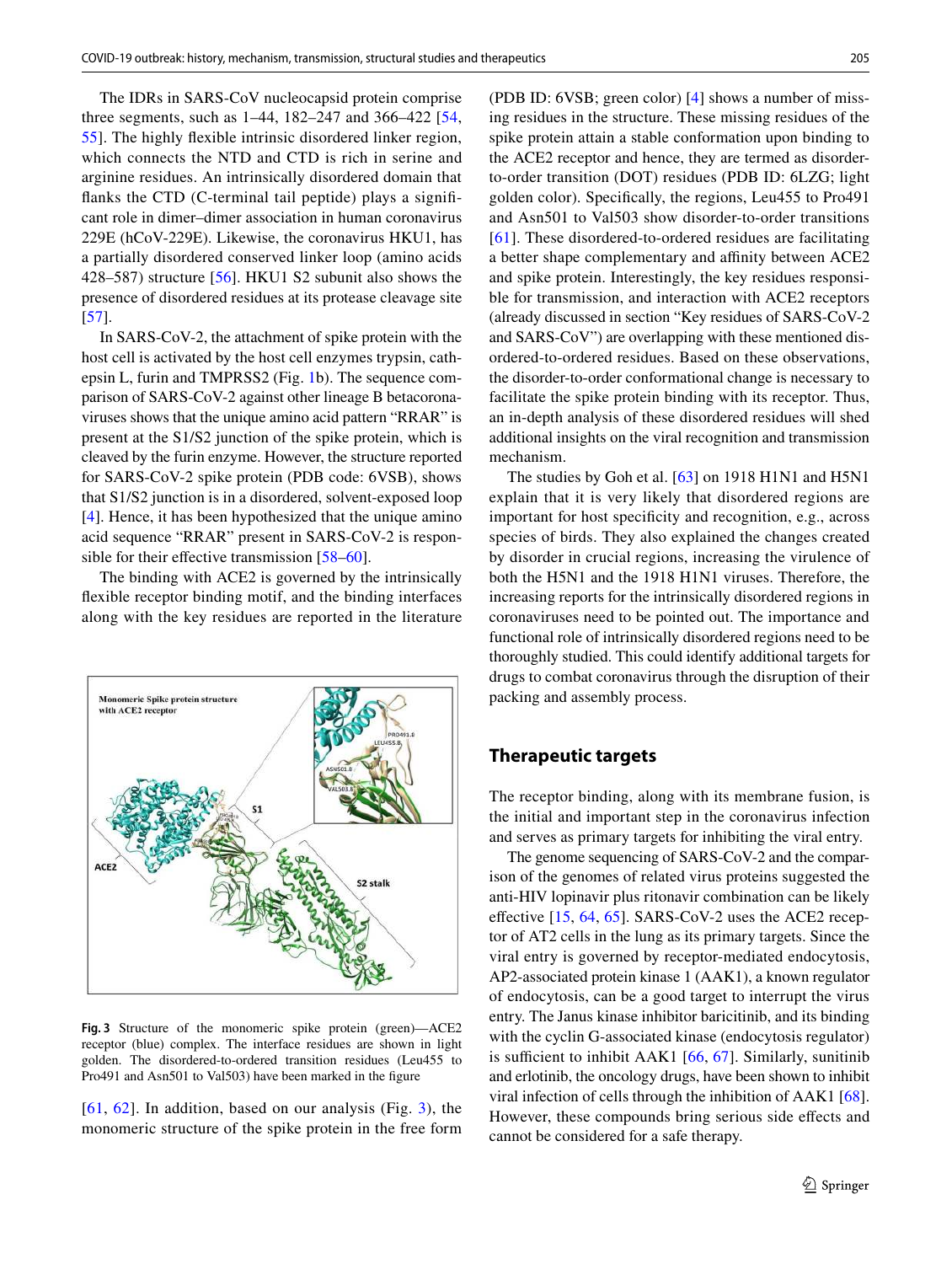The IDRs in SARS-CoV nucleocapsid protein comprise three segments, such as 1–44, 182–247 and 366–422 [54, 55]. The highly flexible intrinsic disordered linker region, which connects the NTD and CTD is rich in serine and arginine residues. An intrinsically disordered domain that flanks the CTD (C-terminal tail peptide) plays a significant role in dimer–dimer association in human coronavirus 229E (hCoV-229E). Likewise, the coronavirus HKU1, has a partially disordered conserved linker loop (amino acids 428–587) structure [56]. HKU1 S2 subunit also shows the presence of disordered residues at its protease cleavage site [57].

In SARS-CoV-2, the attachment of spike protein with the host cell is activated by the host cell enzymes trypsin, cathepsin L, furin and TMPRSS2 (Fig. 1b). The sequence comparison of SARS-CoV-2 against other lineage B betacoronaviruses shows that the unique amino acid pattern "RRAR" is present at the S1/S2 junction of the spike protein, which is cleaved by the furin enzyme. However, the structure reported for SARS-CoV-2 spike protein (PDB code: 6VSB), shows that S1/S2 junction is in a disordered, solvent-exposed loop [4]. Hence, it has been hypothesized that the unique amino acid sequence "RRAR" present in SARS-CoV-2 is responsible for their effective transmission [58–60].

The binding with ACE2 is governed by the intrinsically flexible receptor binding motif, and the binding interfaces along with the key residues are reported in the literature [61, 62]. In addition, based on our analysis (Fig. 3), the monomeric structure of the spike protein in the free form (PDB ID: 6VSB; green color) [4] shows a number of missing residues in the structure. These missing residues of the spike protein attain a stable conformation upon binding to the ACE2 receptor and hence, they are termed as disorder-to-order transition (DOT) residues (PDB ID: 6LZG; light golden color). Specifically, the regions, Leu455 to Pro491 and Asn501 to Val503 show disorder-to-order transitions [61]. These disordered-to-ordered residues are facilitating a better shape complementary and affinity between ACE2 and spike protein. Interestingly, the key residues responsible for transmission, and interaction with ACE2 receptors (already discussed in section "Key residues of SARS-CoV-2 and SARS-CoV") are overlapping with these mentioned disordered-to-ordered residues. Based on these observations, the disorder-to-order conformational change is necessary to facilitate the spike protein binding with its receptor. Thus, an in-depth analysis of these disordered residues will shed additional insights on the viral recognition and transmission mechanism.

**Fig. 3** Structure of the monomeric spike protein (green)—ACE2 receptor (blue) complex. The interface residues are shown in light golden. The disordered-to-ordered transition residues (Leu455 to Pro491 and Asn501 to Val503) have been marked in the figure

The studies by Goh et al. [63] on 1918 H1N1 and H5N1 explain that it is very likely that disordered regions are important for host specificity and recognition, e.g., across species of birds. They also explained the changes created by disorder in crucial regions, increasing the virulence of both the H5N1 and the 1918 H1N1 viruses. Therefore, the increasing reports for the intrinsically disordered regions in coronaviruses need to be pointed out. The importance and functional role of intrinsically disordered regions need to be thoroughly studied. This could identify additional targets for drugs to combat coronavirus through the disruption of their packing and assembly process.

## Therapeutic targets

The receptor binding, along with its membrane fusion, is the initial and important step in the coronavirus infection and serves as primary targets for inhibiting the viral entry.

The genome sequencing of SARS-CoV-2 and the comparison of the genomes of related virus proteins suggested the anti-HIV lopinavir plus ritonavir combination can be likely effective [15, 64, 65]. SARS-CoV-2 uses the ACE2 receptor of AT2 cells in the lung as its primary targets. Since the viral entry is governed by receptor-mediated endocytosis, AP2-associated protein kinase 1 (AAK1), a known regulator of endocytosis, can be a good target to interrupt the virus entry. The Janus kinase inhibitor baricitinib, and its binding with the cyclin G-associated kinase (endocytosis regulator) is sufficient to inhibit AAK1 [66, 67]. Similarly, sunitinib and erlotinib, the oncology drugs, have been shown to inhibit viral infection of cells through the inhibition of AAK1 [68]. However, these compounds bring serious side effects and cannot be considered for a safe therapy.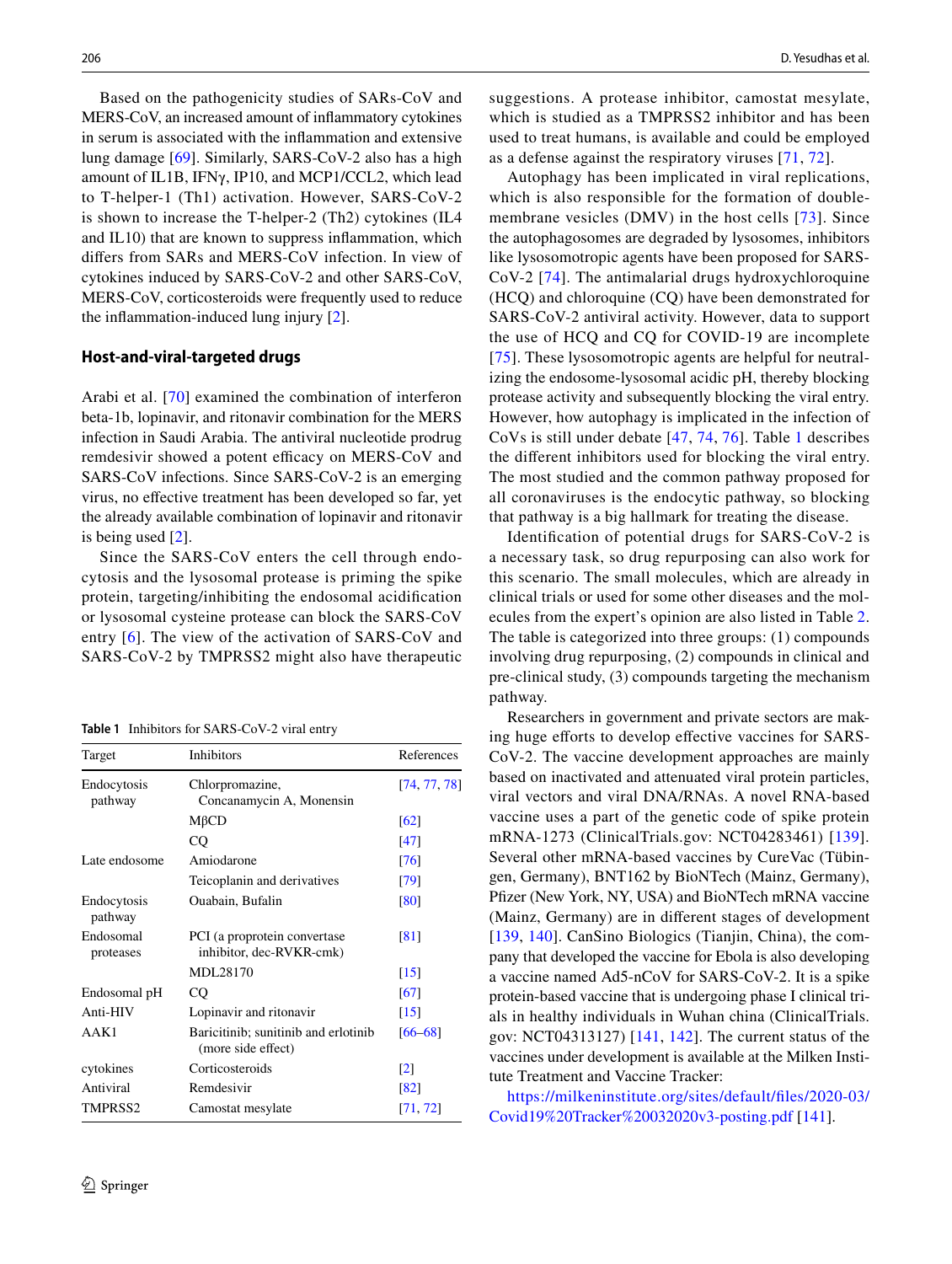Based on the pathogenicity studies of SARs-CoV and MERS-CoV, an increased amount of inflammatory cytokines in serum is associated with the inflammation and extensive lung damage [69]. Similarly, SARS-CoV-2 also has a high amount of IL1B, IFNγ, IP10, and MCP1/CCL2, which lead to T-helper-1 (Th1) activation. However, SARS-CoV-2 is shown to increase the T-helper-2 (Th2) cytokines (IL4 and IL10) that are known to suppress inflammation, which differs from SARs and MERS-CoV infection. In view of cytokines induced by SARS-CoV-2 and other SARS-CoV, MERS-CoV, corticosteroids were frequently used to reduce the inflammation-induced lung injury [2].

## Host-and-viral-targeted drugs

Arabi et al. [70] examined the combination of interferon beta-1b, lopinavir, and ritonavir combination for the MERS infection in Saudi Arabia. The antiviral nucleotide prodrug remdesivir showed a potent efficacy on MERS-CoV and SARS-CoV infections. Since SARS-CoV-2 is an emerging virus, no effective treatment has been developed so far, yet the already available combination of lopinavir and ritonavir is being used [2].

Since the SARS-CoV enters the cell through endocytosis and the lysosomal protease is priming the spike protein, targeting/inhibiting the endosomal acidification or lysosomal cysteine protease can block the SARS-CoV entry [6]. The view of the activation of SARS-CoV and SARS-CoV-2 by TMPRSS2 might also have therapeutic suggestions. A protease inhibitor, camostat mesylate, which is studied as a TMPRSS2 inhibitor and has been used to treat humans, is available and could be employed as a defense against the respiratory viruses [71, 72].

Autophagy has been implicated in viral replications, which is also responsible for the formation of double-membrane vesicles (DMV) in the host cells [73]. Since the autophagosomes are degraded by lysosomes, inhibitors like lysosomotropic agents have been proposed for SARS-CoV-2 [74]. The antimalarial drugs hydroxychloroquine (HCQ) and chloroquine (CQ) have been demonstrated for SARS-CoV-2 antiviral activity. However, data to support the use of HCQ and CQ for COVID-19 are incomplete [75]. These lysosomotropic agents are helpful for neutralizing the endosome-lysosomal acidic pH, thereby blocking protease activity and subsequently blocking the viral entry. However, how autophagy is implicated in the infection of CoVs is still under debate [47, 74, 76]. Table 1 describes the different inhibitors used for blocking the viral entry. The most studied and the common pathway proposed for all coronaviruses is the endocytic pathway, so blocking that pathway is a big hallmark for treating the disease.

**Table 1** Inhibitors for SARS-CoV-2 viral entry

| Target | Inhibitors | References |
|---|---|---|
| Endocytosis pathway | Chlorpromazine, Concanamycin A, Monensin | [74, 77, 78] |
| | MβCD | [62] |
| | CQ | [47] |
| Late endosome | Amiodarone | [76] |
| | Teicoplanin and derivatives | [79] |
| Endocytosis pathway | Ouabain, Bufalin | [80] |
| Endosomal proteases | PCI (a proprotein convertase inhibitor, dec-RVKR-cmk) | [81] |
| | MDL28170 | [15] |
| Endosomal pH | CQ | [67] |
| Anti-HIV | Lopinavir and ritonavir | [15] |
| AAK1 | Baricitinib; sunitinib and erlotinib (more side effect) | [66–68] |
| cytokines | Corticosteroids | [2] |
| Antiviral | Remdesivir | [82] |
| TMPRSS2 | Camostat mesylate | [71, 72] |

Identification of potential drugs for SARS-CoV-2 is a necessary task, so drug repurposing can also work for this scenario. The small molecules, which are already in clinical trials or used for some other diseases and the molecules from the expert's opinion are also listed in Table 2. The table is categorized into three groups: (1) compounds involving drug repurposing, (2) compounds in clinical and pre-clinical study, (3) compounds targeting the mechanism pathway.

Researchers in government and private sectors are making huge efforts to develop effective vaccines for SARS-CoV-2. The vaccine development approaches are mainly based on inactivated and attenuated viral protein particles, viral vectors and viral DNA/RNAs. A novel RNA-based vaccine uses a part of the genetic code of spike protein mRNA-1273 (ClinicalTrials.gov: NCT04283461) [139]. Several other mRNA-based vaccines by CureVac (Tübingen, Germany), BNT162 by BioNTech (Mainz, Germany), Pfizer (New York, NY, USA) and BioNTech mRNA vaccine (Mainz, Germany) are in different stages of development [139, 140]. CanSino Biologics (Tianjin, China), the company that developed the vaccine for Ebola is also developing a vaccine named Ad5-nCoV for SARS-CoV-2. It is a spike protein-based vaccine that is undergoing phase I clinical trials in healthy individuals in Wuhan china (ClinicalTrials.gov: NCT04313127) [141, 142]. The current status of the vaccines under development is available at the Milken Institute Treatment and Vaccine Tracker:

https://milkeninstitute.org/sites/default/files/2020-03/Covid19%20Tracker%20032020v3-posting.pdf [141].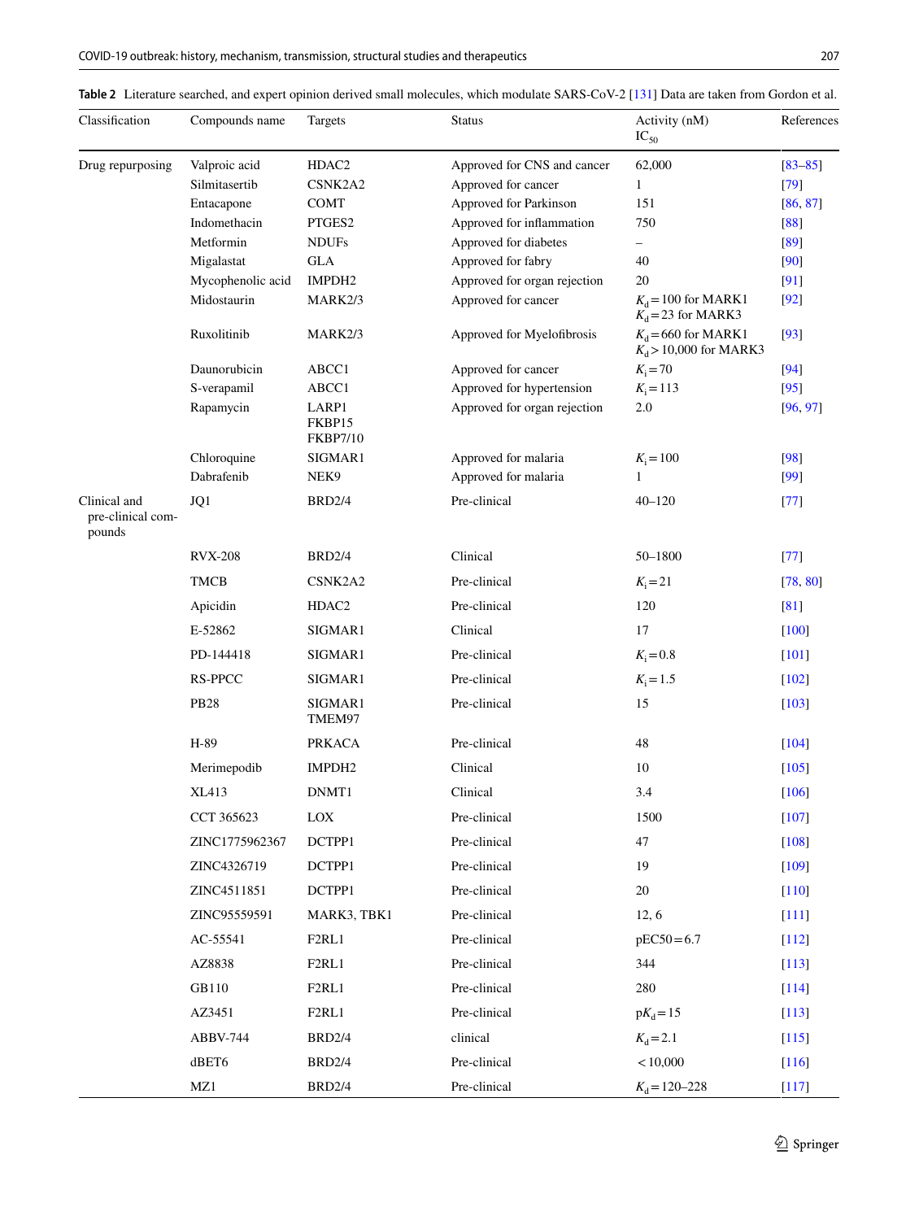**Table 2** Literature searched, and expert opinion derived small molecules, which modulate SARS-CoV-2 [131] Data are taken from Gordon et al.

| Classification | Compounds name | Targets | Status | Activity (nM) $IC_{50}$ | References |
|---|---|---|---|---|---|
| Drug repurposing | Valproic acid | HDAC2 | Approved for CNS and cancer | 62,000 | [83–85] |
| | Silmitasertib | CSNK2A2 | Approved for cancer | 1 | [79] |
| | Entacapone | COMT | Approved for Parkinson | 151 | [86, 87] |
| | Indomethacin | PTGES2 | Approved for inflammation | 750 | [88] |
| | Metformin | NDUFs | Approved for diabetes | – | [89] |
| | Migalastat | GLA | Approved for fabry | 40 | [90] |
| | Mycophenolic acid | IMPDH2 | Approved for organ rejection | 20 | [91] |
| | Midostaurin | MARK2/3 | Approved for cancer | $K_d = 100$ for MARK1 $K_d = 23$ for MARK3 | [92] |
| | Ruxolitinib | MARK2/3 | Approved for Myelofibrosis | $K_d = 660$ for MARK1 $K_d > 10{,}000$ for MARK3 | [93] |
| | Daunorubicin | ABCC1 | Approved for cancer | $K_i = 70$ | [94] |
| | S-verapamil | ABCC1 | Approved for hypertension | $K_i = 113$ | [95] |
| | Rapamycin | LARP1 FKBP15 FKBP7/10 | Approved for organ rejection | 2.0 | [96, 97] |
| | Chloroquine | SIGMAR1 | Approved for malaria | $K_i = 100$ | [98] |
| | Dabrafenib | NEK9 | Approved for malaria | 1 | [99] |
| Clinical and pre-clinical compounds | JQ1 | BRD2/4 | Pre-clinical | 40–120 | [77] |
| | RVX-208 | BRD2/4 | Clinical | 50–1800 | [77] |
| | TMCB | CSNK2A2 | Pre-clinical | $K_i = 21$ | [78, 80] |
| | Apicidin | HDAC2 | Pre-clinical | 120 | [81] |
| | E-52862 | SIGMAR1 | Clinical | 17 | [100] |
| | PD-144418 | SIGMAR1 | Pre-clinical | $K_i = 0.8$ | [101] |
| | RS-PPCC | SIGMAR1 | Pre-clinical | $K_i = 1.5$ | [102] |
| | PB28 | SIGMAR1 TMEM97 | Pre-clinical | 15 | [103] |
| | H-89 | PRKACA | Pre-clinical | 48 | [104] |
| | Merimepodib | IMPDH2 | Clinical | 10 | [105] |
| | XL413 | DNMT1 | Clinical | 3.4 | [106] |
| | CCT 365623 | LOX | Pre-clinical | 1500 | [107] |
| | ZINC1775962367 | DCTPP1 | Pre-clinical | 47 | [108] |
| | ZINC4326719 | DCTPP1 | Pre-clinical | 19 | [109] |
| | ZINC4511851 | DCTPP1 | Pre-clinical | 20 | [110] |
| | ZINC95559591 | MARK3, TBK1 | Pre-clinical | 12, 6 | [111] |
| | AC-55541 | F2RL1 | Pre-clinical | $pEC50 = 6.7$ | [112] |
| | AZ8838 | F2RL1 | Pre-clinical | 344 | [113] |
| | GB110 | F2RL1 | Pre-clinical | 280 | [114] |
| | AZ3451 | F2RL1 | Pre-clinical | $pK_d = 15$ | [113] |
| | ABBV-744 | BRD2/4 | clinical | $K_d = 2.1$ | [115] |
| | dBET6 | BRD2/4 | Pre-clinical | < 10,000 | [116] |
| | MZ1 | BRD2/4 | Pre-clinical | $K_d = 120$–$228$ | [117] |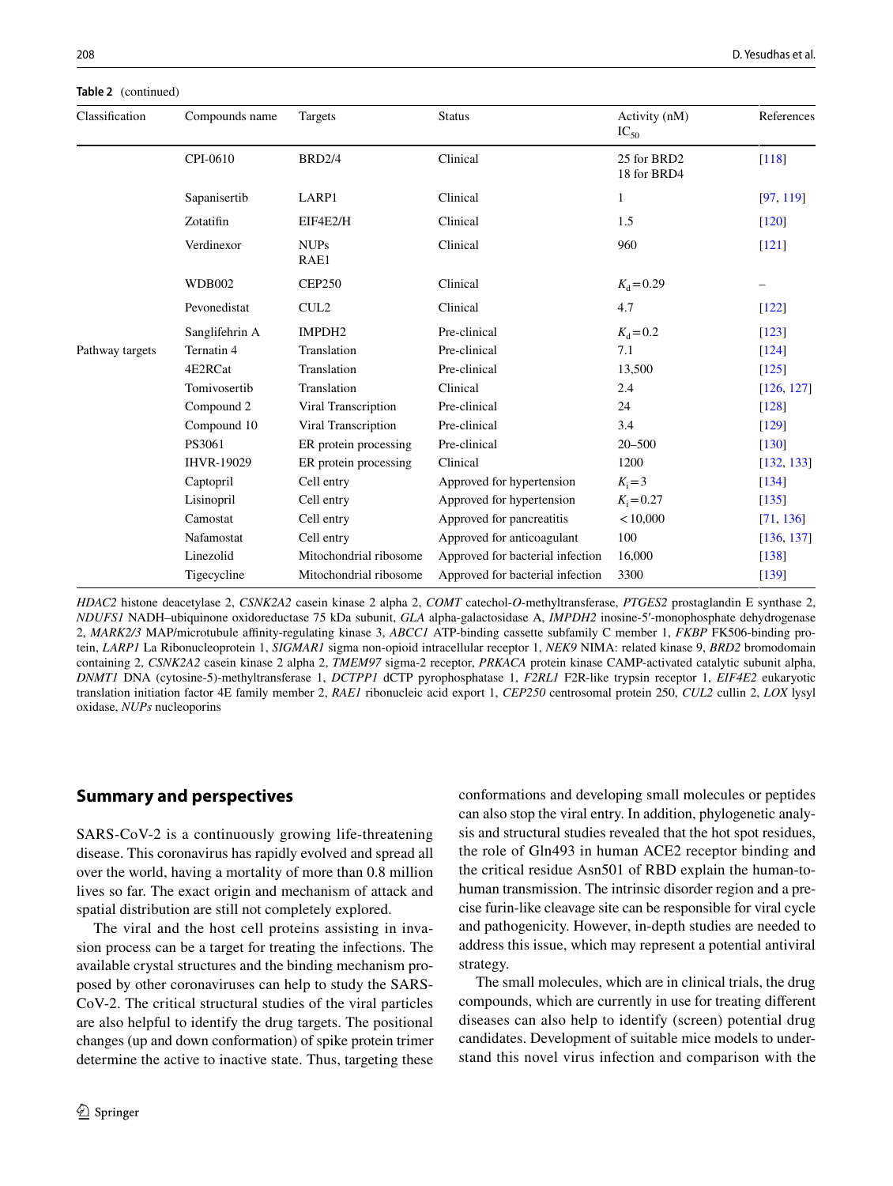**Table 2** (continued)

| Classification | Compounds name | Targets | Status | Activity (nM) $IC_{50}$ | References |
|---|---|---|---|---|---|
| | CPI-0610 | BRD2/4 | Clinical | 25 for BRD2<br>18 for BRD4 | [118] |
| | Sapanisertib | LARP1 | Clinical | 1 | [97, 119] |
| | Zotatifin | EIF4E2/H | Clinical | 1.5 | [120] |
| | Verdinexor | NUPs<br>RAE1 | Clinical | 960 | [121] |
| | WDB002 | CEP250 | Clinical | $K_d = 0.29$ | – |
| | Pevonedistat | CUL2 | Clinical | 4.7 | [122] |
| | Sanglifehrin A | IMPDH2 | Pre-clinical | $K_d = 0.2$ | [123] |
| Pathway targets | Ternatin 4 | Translation | Pre-clinical | 7.1 | [124] |
| | 4E2RCat | Translation | Pre-clinical | 13,500 | [125] |
| | Tomivosertib | Translation | Clinical | 2.4 | [126, 127] |
| | Compound 2 | Viral Transcription | Pre-clinical | 24 | [128] |
| | Compound 10 | Viral Transcription | Pre-clinical | 3.4 | [129] |
| | PS3061 | ER protein processing | Pre-clinical | 20–500 | [130] |
| | IHVR-19029 | ER protein processing | Clinical | 1200 | [132, 133] |
| | Captopril | Cell entry | Approved for hypertension | $K_i = 3$ | [134] |
| | Lisinopril | Cell entry | Approved for hypertension | $K_i = 0.27$ | [135] |
| | Camostat | Cell entry | Approved for pancreatitis | < 10,000 | [71, 136] |
| | Nafamostat | Cell entry | Approved for anticoagulant | 100 | [136, 137] |
| | Linezolid | Mitochondrial ribosome | Approved for bacterial infection | 16,000 | [138] |
| | Tigecycline | Mitochondrial ribosome | Approved for bacterial infection | 3300 | [139] |

*HDAC2* histone deacetylase 2, *CSNK2A2* casein kinase 2 alpha 2, *COMT* catechol-*O*-methyltransferase, *PTGES2* prostaglandin E synthase 2, *NDUFS1* NADH–ubiquinone oxidoreductase 75 kDa subunit, *GLA* alpha-galactosidase A, *IMPDH2* inosine-5′-monophosphate dehydrogenase 2, *MARK2/3* MAP/microtubule affinity-regulating kinase 3, *ABCC1* ATP-binding cassette subfamily C member 1, *FKBP* FK506-binding protein, *LARP1* La Ribonucleoprotein 1, *SIGMAR1* sigma non-opioid intracellular receptor 1, *NEK9* NIMA: related kinase 9, *BRD2* bromodomain containing 2, *CSNK2A2* casein kinase 2 alpha 2, *TMEM97* sigma-2 receptor, *PRKACA* protein kinase CAMP-activated catalytic subunit alpha, *DNMT1* DNA (cytosine-5)-methyltransferase 1, *DCTPP1* dCTP pyrophosphatase 1, *F2RL1* F2R-like trypsin receptor 1, *EIF4E2* eukaryotic translation initiation factor 4E family member 2, *RAE1* ribonucleic acid export 1, *CEP250* centrosomal protein 250, *CUL2* cullin 2, *LOX* lysyl oxidase, *NUPs* nucleoporins

## Summary and perspectives

SARS-CoV-2 is a continuously growing life-threatening disease. This coronavirus has rapidly evolved and spread all over the world, having a mortality of more than 0.8 million lives so far. The exact origin and mechanism of attack and spatial distribution are still not completely explored.

The viral and the host cell proteins assisting in invasion process can be a target for treating the infections. The available crystal structures and the binding mechanism proposed by other coronaviruses can help to study the SARS-CoV-2. The critical structural studies of the viral particles are also helpful to identify the drug targets. The positional changes (up and down conformation) of spike protein trimer determine the active to inactive state. Thus, targeting these conformations and developing small molecules or peptides can also stop the viral entry. In addition, phylogenetic analysis and structural studies revealed that the hot spot residues, the role of Gln493 in human ACE2 receptor binding and the critical residue Asn501 of RBD explain the human-to-human transmission. The intrinsic disorder region and a precise furin-like cleavage site can be responsible for viral cycle and pathogenicity. However, in-depth studies are needed to address this issue, which may represent a potential antiviral strategy.

The small molecules, which are in clinical trials, the drug compounds, which are currently in use for treating different diseases can also help to identify (screen) potential drug candidates. Development of suitable mice models to understand this novel virus infection and comparison with the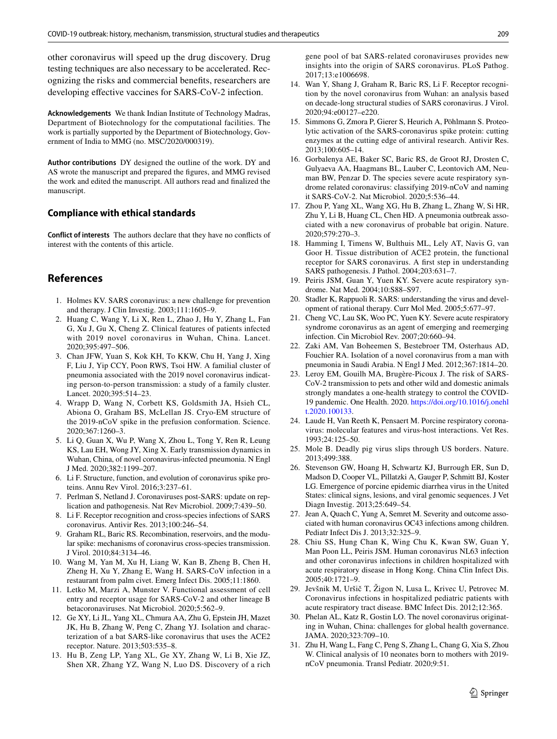other coronavirus will speed up the drug discovery. Drug testing techniques are also necessary to be accelerated. Recognizing the risks and commercial benefits, researchers are developing effective vaccines for SARS-CoV-2 infection.

**Acknowledgements** We thank Indian Institute of Technology Madras, Department of Biotechnology for the computational facilities. The work is partially supported by the Department of Biotechnology, Government of India to MMG (no. MSC/2020/000319).

**Author contributions** DY designed the outline of the work. DY and AS wrote the manuscript and prepared the figures, and MMG revised the work and edited the manuscript. All authors read and finalized the manuscript.

### Compliance with ethical standards

**Conflict of interests** The authors declare that they have no conflicts of interest with the contents of this article.

## References

1. Holmes KV. SARS coronavirus: a new challenge for prevention and therapy. J Clin Investig. 2003;111:1605–9.
2. Huang C, Wang Y, Li X, Ren L, Zhao J, Hu Y, Zhang L, Fan G, Xu J, Gu X, Cheng Z. Clinical features of patients infected with 2019 novel coronavirus in Wuhan, China. Lancet. 2020;395:497–506.
3. Chan JFW, Yuan S, Kok KH, To KKW, Chu H, Yang J, Xing F, Liu J, Yip CCY, Poon RWS, Tsoi HW. A familial cluster of pneumonia associated with the 2019 novel coronavirus indicating person-to-person transmission: a study of a family cluster. Lancet. 2020;395:514–23.
4. Wrapp D, Wang N, Corbett KS, Goldsmith JA, Hsieh CL, Abiona O, Graham BS, McLellan JS. Cryo-EM structure of the 2019-nCoV spike in the prefusion conformation. Science. 2020;367:1260–3.
5. Li Q, Guan X, Wu P, Wang X, Zhou L, Tong Y, Ren R, Leung KS, Lau EH, Wong JY, Xing X. Early transmission dynamics in Wuhan, China, of novel coronavirus-infected pneumonia. N Engl J Med. 2020;382:1199–207.
6. Li F. Structure, function, and evolution of coronavirus spike proteins. Annu Rev Virol. 2016;3:237–61.
7. Perlman S, Netland J. Coronaviruses post-SARS: update on replication and pathogenesis. Nat Rev Microbiol. 2009;7:439–50.
8. Li F. Receptor recognition and cross-species infections of SARS coronavirus. Antivir Res. 2013;100:246–54.
9. Graham RL, Baric RS. Recombination, reservoirs, and the modular spike: mechanisms of coronavirus cross-species transmission. J Virol. 2010;84:3134–46.
10. Wang M, Yan M, Xu H, Liang W, Kan B, Zheng B, Chen H, Zheng H, Xu Y, Zhang E, Wang H. SARS-CoV infection in a restaurant from palm civet. Emerg Infect Dis. 2005;11:1860.
11. Letko M, Marzi A, Munster V. Functional assessment of cell entry and receptor usage for SARS-CoV-2 and other lineage B betacoronaviruses. Nat Microbiol. 2020;5:562–9.
12. Ge XY, Li JL, Yang XL, Chmura AA, Zhu G, Epstein JH, Mazet JK, Hu B, Zhang W, Peng C, Zhang YJ. Isolation and characterization of a bat SARS-like coronavirus that uses the ACE2 receptor. Nature. 2013;503:535–8.
13. Hu B, Zeng LP, Yang XL, Ge XY, Zhang W, Li B, Xie JZ, Shen XR, Zhang YZ, Wang N, Luo DS. Discovery of a rich gene pool of bat SARS-related coronaviruses provides new insights into the origin of SARS coronavirus. PLoS Pathog. 2017;13:e1006698.
14. Wan Y, Shang J, Graham R, Baric RS, Li F. Receptor recognition by the novel coronavirus from Wuhan: an analysis based on decade-long structural studies of SARS coronavirus. J Virol. 2020;94:e00127–e220.
15. Simmons G, Zmora P, Gierer S, Heurich A, Pöhlmann S. Proteolytic activation of the SARS-coronavirus spike protein: cutting enzymes at the cutting edge of antiviral research. Antivir Res. 2013;100:605–14.
16. Gorbalenya AE, Baker SC, Baric RS, de Groot RJ, Drosten C, Gulyaeva AA, Haagmans BL, Lauber C, Leontovich AM, Neuman BW, Penzar D. The species severe acute respiratory syndrome related coronavirus: classifying 2019-nCoV and naming it SARS-CoV-2. Nat Microbiol. 2020;5:536–44.
17. Zhou P, Yang XL, Wang XG, Hu B, Zhang L, Zhang W, Si HR, Zhu Y, Li B, Huang CL, Chen HD. A pneumonia outbreak associated with a new coronavirus of probable bat origin. Nature. 2020;579:270–3.
18. Hamming I, Timens W, Bulthuis ML, Lely AT, Navis G, van Goor H. Tissue distribution of ACE2 protein, the functional receptor for SARS coronavirus. A first step in understanding SARS pathogenesis. J Pathol. 2004;203:631–7.
19. Peiris JSM, Guan Y, Yuen KY. Severe acute respiratory syndrome. Nat Med. 2004;10:S88–S97.
20. Stadler K, Rappuoli R. SARS: understanding the virus and development of rational therapy. Curr Mol Med. 2005;5:677–97.
21. Cheng VC, Lau SK, Woo PC, Yuen KY. Severe acute respiratory syndrome coronavirus as an agent of emerging and reemerging infection. Cin Microbiol Rev. 2007;20:660–94.
22. Zaki AM, Van Boheemen S, Bestebroer TM, Osterhaus AD, Fouchier RA. Isolation of a novel coronavirus from a man with pneumonia in Saudi Arabia. N Engl J Med. 2012;367:1814–20.
23. Leroy EM, Gouilh MA, Brugère-Picoux J. The risk of SARS-CoV-2 transmission to pets and other wild and domestic animals strongly mandates a one-health strategy to control the COVID-19 pandemic. One Health. 2020. https://doi.org/10.1016/j.onehlt.2020.100133.
24. Laude H, Van Reeth K, Pensaert M. Porcine respiratory coronavirus: molecular features and virus-host interactions. Vet Res. 1993;24:125–50.
25. Mole B. Deadly pig virus slips through US borders. Nature. 2013;499:388.
26. Stevenson GW, Hoang H, Schwartz KJ, Burrough ER, Sun D, Madson D, Cooper VL, Pillatzki A, Gauger P, Schmitt BJ, Koster LG. Emergence of porcine epidemic diarrhea virus in the United States: clinical signs, lesions, and viral genomic sequences. J Vet Diagn Investig. 2013;25:649–54.
27. Jean A, Quach C, Yung A, Semret M. Severity and outcome associated with human coronavirus OC43 infections among children. Pediatr Infect Dis J. 2013;32:325–9.
28. Chiu SS, Hung Chan K, Wing Chu K, Kwan SW, Guan Y, Man Poon LL, Peiris JSM. Human coronavirus NL63 infection and other coronavirus infections in children hospitalized with acute respiratory disease in Hong Kong. China Clin Infect Dis. 2005;40:1721–9.
29. Jevšnik M, Uršič T, Žigon N, Lusa L, Krivec U, Petrovec M. Coronavirus infections in hospitalized pediatric patients with acute respiratory tract disease. BMC Infect Dis. 2012;12:365.
30. Phelan AL, Katz R, Gostin LO. The novel coronavirus originating in Wuhan, China: challenges for global health governance. JAMA. 2020;323:709–10.
31. Zhu H, Wang L, Fang C, Peng S, Zhang L, Chang G, Xia S, Zhou W. Clinical analysis of 10 neonates born to mothers with 2019-nCoV pneumonia. Transl Pediatr. 2020;9:51.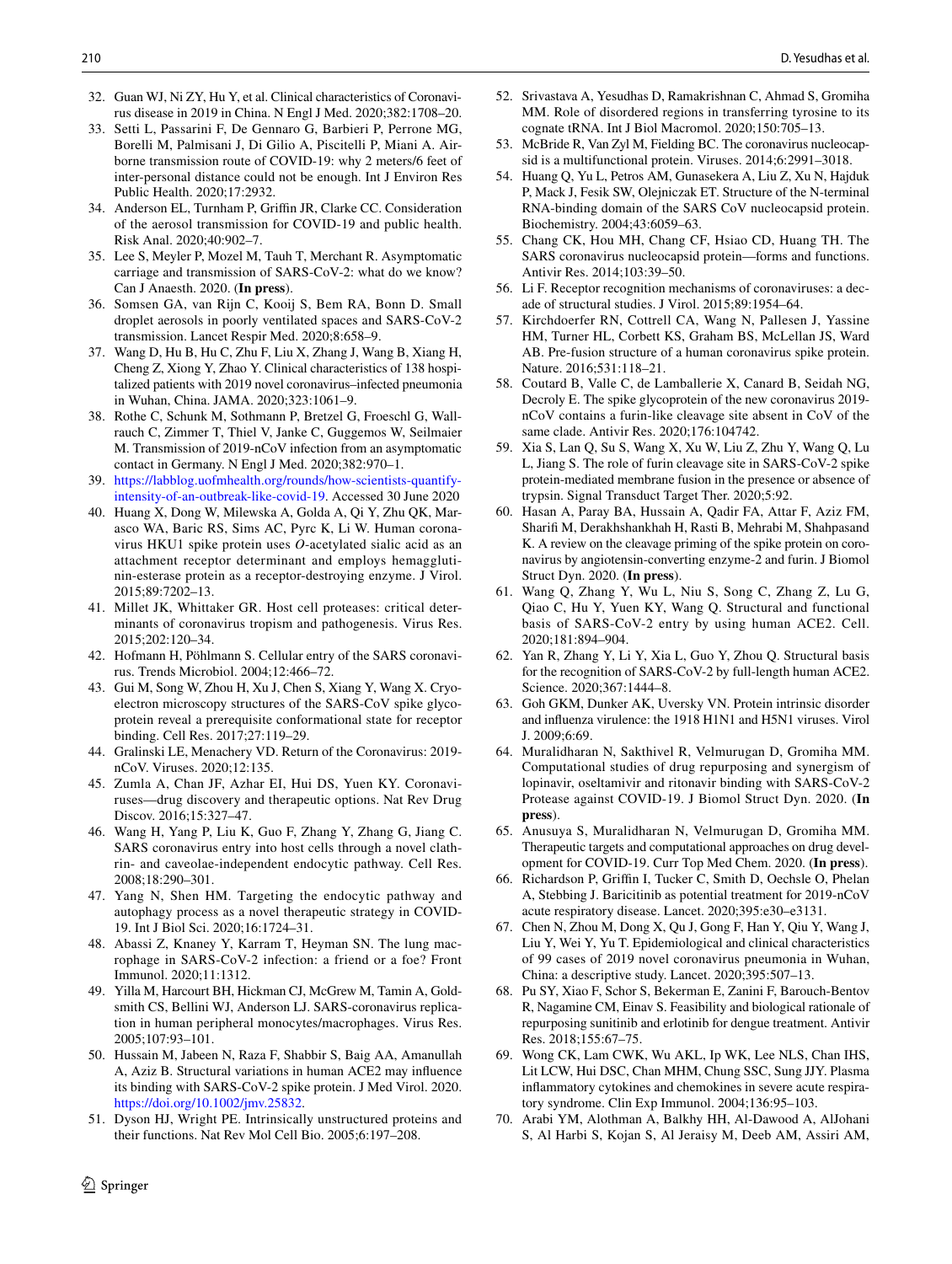32. Guan WJ, Ni ZY, Hu Y, et al. Clinical characteristics of Coronavirus disease in 2019 in China. N Engl J Med. 2020;382:1708–20.
33. Setti L, Passarini F, De Gennaro G, Barbieri P, Perrone MG, Borelli M, Palmisani J, Di Gilio A, Piscitelli P, Miani A. Airborne transmission route of COVID-19: why 2 meters/6 feet of inter-personal distance could not be enough. Int J Environ Res Public Health. 2020;17:2932.
34. Anderson EL, Turnham P, Griffin JR, Clarke CC. Consideration of the aerosol transmission for COVID-19 and public health. Risk Anal. 2020;40:902–7.
35. Lee S, Meyler P, Mozel M, Tauh T, Merchant R. Asymptomatic carriage and transmission of SARS-CoV-2: what do we know? Can J Anaesth. 2020. (**In press**).
36. Somsen GA, van Rijn C, Kooij S, Bem RA, Bonn D. Small droplet aerosols in poorly ventilated spaces and SARS-CoV-2 transmission. Lancet Respir Med. 2020;8:658–9.
37. Wang D, Hu B, Hu C, Zhu F, Liu X, Zhang J, Wang B, Xiang H, Cheng Z, Xiong Y, Zhao Y. Clinical characteristics of 138 hospitalized patients with 2019 novel coronavirus–infected pneumonia in Wuhan, China. JAMA. 2020;323:1061–9.
38. Rothe C, Schunk M, Sothmann P, Bretzel G, Froeschl G, Wallrauch C, Zimmer T, Thiel V, Janke C, Guggemos W, Seilmaier M. Transmission of 2019-nCoV infection from an asymptomatic contact in Germany. N Engl J Med. 2020;382:970–1.
39. https://labblog.uofmhealth.org/rounds/how-scientists-quantify-intensity-of-an-outbreak-like-covid-19. Accessed 30 June 2020
40. Huang X, Dong W, Milewska A, Golda A, Qi Y, Zhu QK, Marasco WA, Baric RS, Sims AC, Pyrc K, Li W. Human coronavirus HKU1 spike protein uses *O*-acetylated sialic acid as an attachment receptor determinant and employs hemagglutinin-esterase protein as a receptor-destroying enzyme. J Virol. 2015;89:7202–13.
41. Millet JK, Whittaker GR. Host cell proteases: critical determinants of coronavirus tropism and pathogenesis. Virus Res. 2015;202:120–34.
42. Hofmann H, Pöhlmann S. Cellular entry of the SARS coronavirus. Trends Microbiol. 2004;12:466–72.
43. Gui M, Song W, Zhou H, Xu J, Chen S, Xiang Y, Wang X. Cryo-electron microscopy structures of the SARS-CoV spike glycoprotein reveal a prerequisite conformational state for receptor binding. Cell Res. 2017;27:119–29.
44. Gralinski LE, Menachery VD. Return of the Coronavirus: 2019-nCoV. Viruses. 2020;12:135.
45. Zumla A, Chan JF, Azhar EI, Hui DS, Yuen KY. Coronaviruses—drug discovery and therapeutic options. Nat Rev Drug Discov. 2016;15:327–47.
46. Wang H, Yang P, Liu K, Guo F, Zhang Y, Zhang G, Jiang C. SARS coronavirus entry into host cells through a novel clathrin- and caveolae-independent endocytic pathway. Cell Res. 2008;18:290–301.
47. Yang N, Shen HM. Targeting the endocytic pathway and autophagy process as a novel therapeutic strategy in COVID-19. Int J Biol Sci. 2020;16:1724–31.
48. Abassi Z, Knaney Y, Karram T, Heyman SN. The lung macrophage in SARS-CoV-2 infection: a friend or a foe? Front Immunol. 2020;11:1312.
49. Yilla M, Harcourt BH, Hickman CJ, McGrew M, Tamin A, Goldsmith CS, Bellini WJ, Anderson LJ. SARS-coronavirus replication in human peripheral monocytes/macrophages. Virus Res. 2005;107:93–101.
50. Hussain M, Jabeen N, Raza F, Shabbir S, Baig AA, Amanullah A, Aziz B. Structural variations in human ACE2 may influence its binding with SARS-CoV-2 spike protein. J Med Virol. 2020. https://doi.org/10.1002/jmv.25832.
51. Dyson HJ, Wright PE. Intrinsically unstructured proteins and their functions. Nat Rev Mol Cell Bio. 2005;6:197–208.
52. Srivastava A, Yesudhas D, Ramakrishnan C, Ahmad S, Gromiha MM. Role of disordered regions in transferring tyrosine to its cognate tRNA. Int J Biol Macromol. 2020;150:705–13.
53. McBride R, Van Zyl M, Fielding BC. The coronavirus nucleocapsid is a multifunctional protein. Viruses. 2014;6:2991–3018.
54. Huang Q, Yu L, Petros AM, Gunasekera A, Liu Z, Xu N, Hajduk P, Mack J, Fesik SW, Olejniczak ET. Structure of the N-terminal RNA-binding domain of the SARS CoV nucleocapsid protein. Biochemistry. 2004;43:6059–63.
55. Chang CK, Hou MH, Chang CF, Hsiao CD, Huang TH. The SARS coronavirus nucleocapsid protein—forms and functions. Antivir Res. 2014;103:39–50.
56. Li F. Receptor recognition mechanisms of coronaviruses: a decade of structural studies. J Virol. 2015;89:1954–64.
57. Kirchdoerfer RN, Cottrell CA, Wang N, Pallesen J, Yassine HM, Turner HL, Corbett KS, Graham BS, McLellan JS, Ward AB. Pre-fusion structure of a human coronavirus spike protein. Nature. 2016;531:118–21.
58. Coutard B, Valle C, de Lamballerie X, Canard B, Seidah NG, Decroly E. The spike glycoprotein of the new coronavirus 2019-nCoV contains a furin-like cleavage site absent in CoV of the same clade. Antivir Res. 2020;176:104742.
59. Xia S, Lan Q, Su S, Wang X, Xu W, Liu Z, Zhu Y, Wang Q, Lu L, Jiang S. The role of furin cleavage site in SARS-CoV-2 spike protein-mediated membrane fusion in the presence or absence of trypsin. Signal Transduct Target Ther. 2020;5:92.
60. Hasan A, Paray BA, Hussain A, Qadir FA, Attar F, Aziz FM, Sharifi M, Derakhshankhah H, Rasti B, Mehrabi M, Shahpasand K. A review on the cleavage priming of the spike protein on coronavirus by angiotensin-converting enzyme-2 and furin. J Biomol Struct Dyn. 2020. (**In press**).
61. Wang Q, Zhang Y, Wu L, Niu S, Song C, Zhang Z, Lu G, Qiao C, Hu Y, Yuen KY, Wang Q. Structural and functional basis of SARS-CoV-2 entry by using human ACE2. Cell. 2020;181:894–904.
62. Yan R, Zhang Y, Li Y, Xia L, Guo Y, Zhou Q. Structural basis for the recognition of SARS-CoV-2 by full-length human ACE2. Science. 2020;367:1444–8.
63. Goh GKM, Dunker AK, Uversky VN. Protein intrinsic disorder and influenza virulence: the 1918 H1N1 and H5N1 viruses. Virol J. 2009;6:69.
64. Muralidharan N, Sakthivel R, Velmurugan D, Gromiha MM. Computational studies of drug repurposing and synergism of lopinavir, oseltamivir and ritonavir binding with SARS-CoV-2 Protease against COVID-19. J Biomol Struct Dyn. 2020. (**In press**).
65. Anusuya S, Muralidharan N, Velmurugan D, Gromiha MM. Therapeutic targets and computational approaches on drug development for COVID-19. Curr Top Med Chem. 2020. (**In press**).
66. Richardson P, Griffin I, Tucker C, Smith D, Oechsle O, Phelan A, Stebbing J. Baricitinib as potential treatment for 2019-nCoV acute respiratory disease. Lancet. 2020;395:e30–e3131.
67. Chen N, Zhou M, Dong X, Qu J, Gong F, Han Y, Qiu Y, Wang J, Liu Y, Wei Y, Yu T. Epidemiological and clinical characteristics of 99 cases of 2019 novel coronavirus pneumonia in Wuhan, China: a descriptive study. Lancet. 2020;395:507–13.
68. Pu SY, Xiao F, Schor S, Bekerman E, Zanini F, Barouch-Bentov R, Nagamine CM, Einav S. Feasibility and biological rationale of repurposing sunitinib and erlotinib for dengue treatment. Antivir Res. 2018;155:67–75.
69. Wong CK, Lam CWK, Wu AKL, Ip WK, Lee NLS, Chan IHS, Lit LCW, Hui DSC, Chan MHM, Chung SSC, Sung JJY. Plasma inflammatory cytokines and chemokines in severe acute respiratory syndrome. Clin Exp Immunol. 2004;136:95–103.
70. Arabi YM, Alothman A, Balkhy HH, Al-Dawood A, AlJohani S, Al Harbi S, Kojan S, Al Jeraisy M, Deeb AM, Assiri AM,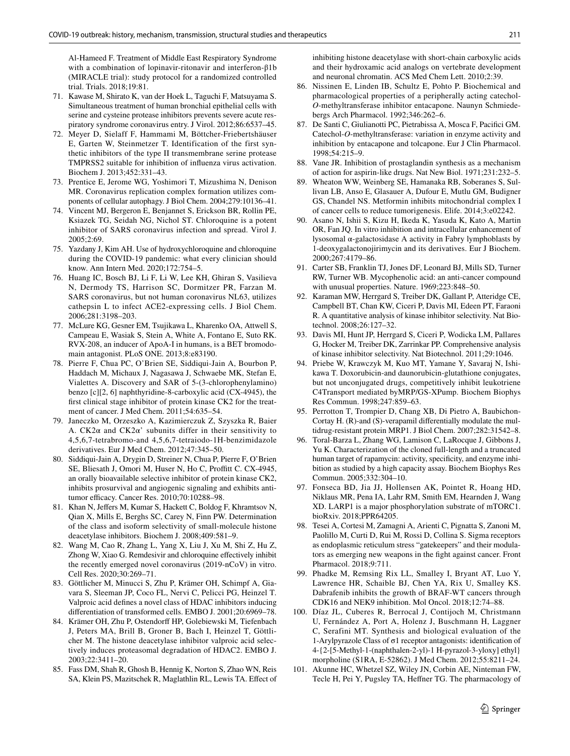Al-Hameed F. Treatment of Middle East Respiratory Syndrome with a combination of lopinavir-ritonavir and interferon-β1b (MIRACLE trial): study protocol for a randomized controlled trial. Trials. 2018;19:81.

71. Kawase M, Shirato K, van der Hoek L, Taguchi F, Matsuyama S. Simultaneous treatment of human bronchial epithelial cells with serine and cysteine protease inhibitors prevents severe acute respiratory syndrome coronavirus entry. J Virol. 2012;86:6537–45.
72. Meyer D, Sielaff F, Hammami M, Böttcher-Friebertshäuser E, Garten W, Steinmetzer T. Identification of the first synthetic inhibitors of the type II transmembrane serine protease TMPRSS2 suitable for inhibition of influenza virus activation. Biochem J. 2013;452:331–43.
73. Prentice E, Jerome WG, Yoshimori T, Mizushima N, Denison MR. Coronavirus replication complex formation utilizes components of cellular autophagy. J Biol Chem. 2004;279:10136–41.
74. Vincent MJ, Bergeron E, Benjannet S, Erickson BR, Rollin PE, Ksiazek TG, Seidah NG, Nichol ST. Chloroquine is a potent inhibitor of SARS coronavirus infection and spread. Virol J. 2005;2:69.
75. Yazdany J, Kim AH. Use of hydroxychloroquine and chloroquine during the COVID-19 pandemic: what every clinician should know. Ann Intern Med. 2020;172:754–5.
76. Huang IC, Bosch BJ, Li F, Li W, Lee KH, Ghiran S, Vasilieva N, Dermody TS, Harrison SC, Dormitzer PR, Farzan M. SARS coronavirus, but not human coronavirus NL63, utilizes cathepsin L to infect ACE2-expressing cells. J Biol Chem. 2006;281:3198–203.
77. McLure KG, Gesner EM, Tsujikawa L, Kharenko OA, Attwell S, Campeau E, Wasiak S, Stein A, White A, Fontano E, Suto RK. RVX-208, an inducer of ApoA-I in humans, is a BET bromodomain antagonist. PLoS ONE. 2013;8:e83190.
78. Pierre F, Chua PC, O'Brien SE, Siddiqui-Jain A, Bourbon P, Haddach M, Michaux J, Nagasawa J, Schwaebe MK, Stefan E, Vialettes A. Discovery and SAR of 5-(3-chlorophenylamino) benzo [c][2, 6] naphthyridine-8-carboxylic acid (CX-4945), the first clinical stage inhibitor of protein kinase CK2 for the treatment of cancer. J Med Chem. 2011;54:635–54.
79. Janeczko M, Orzeszko A, Kazimierczuk Z, Szyszka R, Baier A. CK2α and CK2α' subunits differ in their sensitivity to 4,5,6,7-tetrabromo-and 4,5,6,7-tetraiodo-1H-benzimidazole derivatives. Eur J Med Chem. 2012;47:345–50.
80. Siddiqui-Jain A, Drygin D, Streiner N, Chua P, Pierre F, O'Brien SE, Bliesath J, Omori M, Huser N, Ho C, Proffitt C. CX-4945, an orally bioavailable selective inhibitor of protein kinase CK2, inhibits prosurvival and angiogenic signaling and exhibits antitumor efficacy. Cancer Res. 2010;70:10288–98.
81. Khan N, Jeffers M, Kumar S, Hackett C, Boldog F, Khramtsov N, Qian X, Mills E, Berghs SC, Carey N, Finn PW. Determination of the class and isoform selectivity of small-molecule histone deacetylase inhibitors. Biochem J. 2008;409:581–9.
82. Wang M, Cao R, Zhang L, Yang X, Liu J, Xu M, Shi Z, Hu Z, Zhong W, Xiao G. Remdesivir and chloroquine effectively inhibit the recently emerged novel coronavirus (2019-nCoV) in vitro. Cell Res. 2020;30:269–71.
83. Göttlicher M, Minucci S, Zhu P, Krämer OH, Schimpf A, Giavara S, Sleeman JP, Coco FL, Nervi C, Pelicci PG, Heinzel T. Valproic acid defines a novel class of HDAC inhibitors inducing differentiation of transformed cells. EMBO J. 2001;20:6969–78.
84. Krämer OH, Zhu P, Ostendorff HP, Golebiewski M, Tiefenbach J, Peters MA, Brill B, Groner B, Bach I, Heinzel T, Göttlicher M. The histone deacetylase inhibitor valproic acid selectively induces proteasomal degradation of HDAC2. EMBO J. 2003;22:3411–20.
85. Fass DM, Shah R, Ghosh B, Hennig K, Norton S, Zhao WN, Reis SA, Klein PS, Mazitschek R, Maglathlin RL, Lewis TA. Effect of inhibiting histone deacetylase with short-chain carboxylic acids and their hydroxamic acid analogs on vertebrate development and neuronal chromatin. ACS Med Chem Lett. 2010;2:39.
86. Nissinen E, Linden IB, Schultz E, Pohto P. Biochemical and pharmacological properties of a peripherally acting catechol-*O*-methyltransferase inhibitor entacapone. Naunyn Schmiedebergs Arch Pharmacol. 1992;346:262–6.
87. De Santi C, Giulianotti PC, Pietrabissa A, Mosca F, Pacifici GM. Catechol-*O*-methyltransferase: variation in enzyme activity and inhibition by entacapone and tolcapone. Eur J Clin Pharmacol. 1998;54:215–9.
88. Vane JR. Inhibition of prostaglandin synthesis as a mechanism of action for aspirin-like drugs. Nat New Biol. 1971;231:232–5.
89. Wheaton WW, Weinberg SE, Hamanaka RB, Soberanes S, Sullivan LB, Anso E, Glasauer A, Dufour E, Mutlu GM, Budigner GS, Chandel NS. Metformin inhibits mitochondrial complex I of cancer cells to reduce tumorigenesis. Elife. 2014;3:e02242.
90. Asano N, Ishii S, Kizu H, Ikeda K, Yasuda K, Kato A, Martin OR, Fan JQ. In vitro inhibition and intracellular enhancement of lysosomal α-galactosidase A activity in Fabry lymphoblasts by 1-deoxygalactonojirimycin and its derivatives. Eur J Biochem. 2000;267:4179–86.
91. Carter SB, Franklin TJ, Jones DF, Leonard BJ, Mills SD, Turner RW, Turner WB. Mycophenolic acid: an anti-cancer compound with unusual properties. Nature. 1969;223:848–50.
92. Karaman MW, Herrgard S, Treiber DK, Gallant P, Atteridge CE, Campbell BT, Chan KW, Ciceri P, Davis MI, Edeen PT, Faraoni R. A quantitative analysis of kinase inhibitor selectivity. Nat Biotechnol. 2008;26:127–32.
93. Davis MI, Hunt JP, Herrgard S, Ciceri P, Wodicka LM, Pallares G, Hocker M, Treiber DK, Zarrinkar PP. Comprehensive analysis of kinase inhibitor selectivity. Nat Biotechnol. 2011;29:1046.
94. Priebe W, Krawczyk M, Kuo MT, Yamane Y, Savaraj N, Ishikawa T. Doxorubicin-and daunorubicin-glutathione conjugates, but not unconjugated drugs, competitively inhibit leukotriene C4Transport mediated byMRP/GS-XPump. Biochem Biophys Res Commun. 1998;247:859–63.
95. Perrotton T, Trompier D, Chang XB, Di Pietro A, Baubichon-Cortay H. (R)-and (S)-verapamil differentially modulate the multidrug-resistant protein MRP1. J Biol Chem. 2007;282:31542–8.
96. Toral-Barza L, Zhang WG, Lamison C, LaRocque J, Gibbons J, Yu K. Characterization of the cloned full-length and a truncated human target of rapamycin: activity, specificity, and enzyme inhibition as studied by a high capacity assay. Biochem Biophys Res Commun. 2005;332:304–10.
97. Fonseca BD, Jia JJ, Hollensen AK, Pointet R, Hoang HD, Niklaus MR, Pena IA, Lahr RM, Smith EM, Hearnden J, Wang XD. LARP1 is a major phosphorylation substrate of mTORC1. bioRxiv. 2018;PPR64205.
98. Tesei A, Cortesi M, Zamagni A, Arienti C, Pignatta S, Zanoni M, Paolillo M, Curti D, Rui M, Rossi D, Collina S. Sigma receptors as endoplasmic reticulum stress "gatekeepers" and their modulators as emerging new weapons in the fight against cancer. Front Pharmacol. 2018;9:711.
99. Phadke M, Remsing Rix LL, Smalley I, Bryant AT, Luo Y, Lawrence HR, Schaible BJ, Chen YA, Rix U, Smalley KS. Dabrafenib inhibits the growth of BRAF-WT cancers through CDK16 and NEK9 inhibition. Mol Oncol. 2018;12:74–88.
100. Díaz JL, Cuberes R, Berrocal J, Contijoch M, Christmann U, Fernández A, Port A, Holenz J, Buschmann H, Laggner C, Serafini MT. Synthesis and biological evaluation of the 1-Arylpyrazole Class of σ1 receptor antagonists: identification of 4-{2-[5-Methyl-1-(naphthalen-2-yl)-1 H-pyrazol-3-yloxy] ethyl} morpholine (S1RA, E-52862). J Med Chem. 2012;55:8211–24.
101. Akunne HC, Whetzel SZ, Wiley JN, Corbin AE, Ninteman FW, Tecle H, Pei Y, Pugsley TA, Heffner TG. The pharmacology of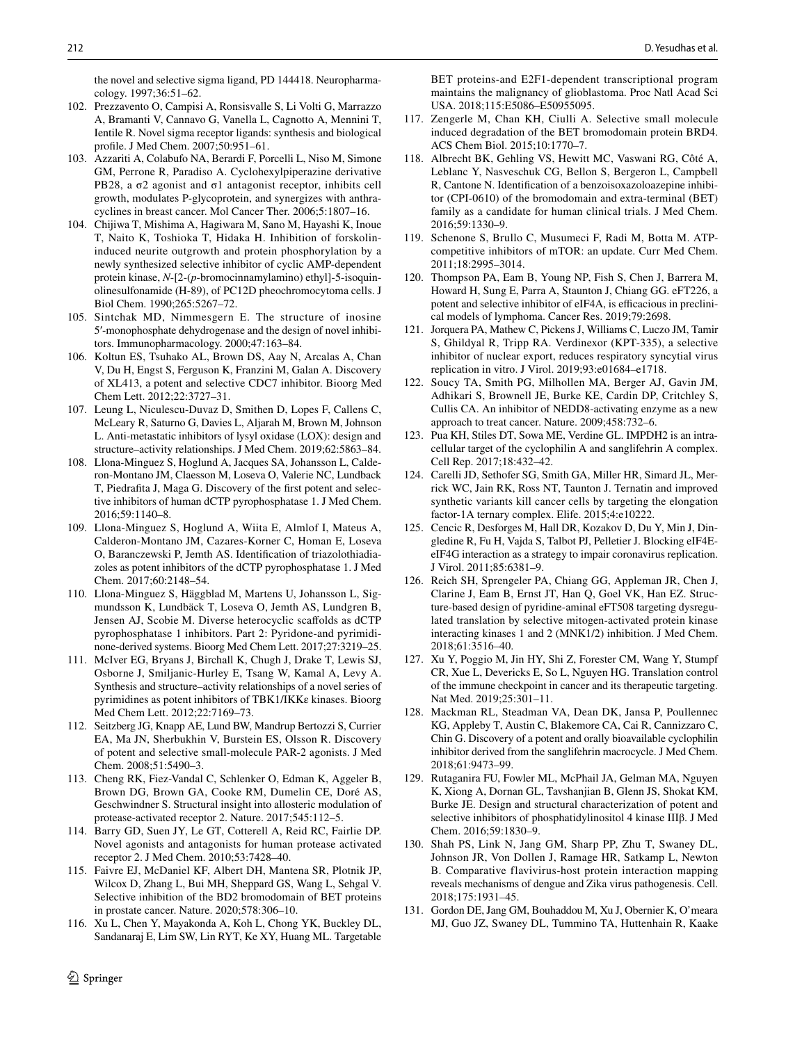the novel and selective sigma ligand, PD 144418. Neuropharmacology. 1997;36:51–62.

102. Prezzavento O, Campisi A, Ronsisvalle S, Li Volti G, Marrazzo A, Bramanti V, Cannavo G, Vanella L, Cagnotto A, Mennini T, Ientile R. Novel sigma receptor ligands: synthesis and biological profile. J Med Chem. 2007;50:951–61.
103. Azzariti A, Colabufo NA, Berardi F, Porcelli L, Niso M, Simone GM, Perrone R, Paradiso A. Cyclohexylpiperazine derivative PB28, a σ2 agonist and σ1 antagonist receptor, inhibits cell growth, modulates P-glycoprotein, and synergizes with anthracyclines in breast cancer. Mol Cancer Ther. 2006;5:1807–16.
104. Chijiwa T, Mishima A, Hagiwara M, Sano M, Hayashi K, Inoue T, Naito K, Toshioka T, Hidaka H. Inhibition of forskolin-induced neurite outgrowth and protein phosphorylation by a newly synthesized selective inhibitor of cyclic AMP-dependent protein kinase, *N*-[2-(*p*-bromocinnamylamino) ethyl]-5-isoquinolinesulfonamide (H-89), of PC12D pheochromocytoma cells. J Biol Chem. 1990;265:5267–72.
105. Sintchak MD, Nimmesgern E. The structure of inosine 5′-monophosphate dehydrogenase and the design of novel inhibitors. Immunopharmacology. 2000;47:163–84.
106. Koltun ES, Tsuhako AL, Brown DS, Aay N, Arcalas A, Chan V, Du H, Engst S, Ferguson K, Franzini M, Galan A. Discovery of XL413, a potent and selective CDC7 inhibitor. Bioorg Med Chem Lett. 2012;22:3727–31.
107. Leung L, Niculescu-Duvaz D, Smithen D, Lopes F, Callens C, McLeary R, Saturno G, Davies L, Aljarah M, Brown M, Johnson L. Anti-metastatic inhibitors of lysyl oxidase (LOX): design and structure–activity relationships. J Med Chem. 2019;62:5863–84.
108. Llona-Minguez S, Hoglund A, Jacques SA, Johansson L, Calderon-Montano JM, Claesson M, Loseva O, Valerie NC, Lundback T, Piedrafita J, Maga G. Discovery of the first potent and selective inhibitors of human dCTP pyrophosphatase 1. J Med Chem. 2016;59:1140–8.
109. Llona-Minguez S, Hoglund A, Wiita E, Almlof I, Mateus A, Calderon-Montano JM, Cazares-Korner C, Homan E, Loseva O, Baranczewski P, Jemth AS. Identification of triazolothiadiazoles as potent inhibitors of the dCTP pyrophosphatase 1. J Med Chem. 2017;60:2148–54.
110. Llona-Minguez S, Häggblad M, Martens U, Johansson L, Sigmundsson K, Lundbäck T, Loseva O, Jemth AS, Lundgren B, Jensen AJ, Scobie M. Diverse heterocyclic scaffolds as dCTP pyrophosphatase 1 inhibitors. Part 2: Pyridone-and pyrimidinone-derived systems. Bioorg Med Chem Lett. 2017;27:3219–25.
111. McIver EG, Bryans J, Birchall K, Chugh J, Drake T, Lewis SJ, Osborne J, Smiljanic-Hurley E, Tsang W, Kamal A, Levy A. Synthesis and structure–activity relationships of a novel series of pyrimidines as potent inhibitors of TBK1/IKKε kinases. Bioorg Med Chem Lett. 2012;22:7169–73.
112. Seitzberg JG, Knapp AE, Lund BW, Mandrup Bertozzi S, Currier EA, Ma JN, Sherbukhin V, Burstein ES, Olsson R. Discovery of potent and selective small-molecule PAR-2 agonists. J Med Chem. 2008;51:5490–3.
113. Cheng RK, Fiez-Vandal C, Schlenker O, Edman K, Aggeler B, Brown DG, Brown GA, Cooke RM, Dumelin CE, Doré AS, Geschwindner S. Structural insight into allosteric modulation of protease-activated receptor 2. Nature. 2017;545:112–5.
114. Barry GD, Suen JY, Le GT, Cotterell A, Reid RC, Fairlie DP. Novel agonists and antagonists for human protease activated receptor 2. J Med Chem. 2010;53:7428–40.
115. Faivre EJ, McDaniel KF, Albert DH, Mantena SR, Plotnik JP, Wilcox D, Zhang L, Bui MH, Sheppard GS, Wang L, Sehgal V. Selective inhibition of the BD2 bromodomain of BET proteins in prostate cancer. Nature. 2020;578:306–10.
116. Xu L, Chen Y, Mayakonda A, Koh L, Chong YK, Buckley DL, Sandanaraj E, Lim SW, Lin RYT, Ke XY, Huang ML. Targetable BET proteins-and E2F1-dependent transcriptional program maintains the malignancy of glioblastoma. Proc Natl Acad Sci USA. 2018;115:E5086–E50955095.
117. Zengerle M, Chan KH, Ciulli A. Selective small molecule induced degradation of the BET bromodomain protein BRD4. ACS Chem Biol. 2015;10:1770–7.
118. Albrecht BK, Gehling VS, Hewitt MC, Vaswani RG, Côté A, Leblanc Y, Nasveschuk CG, Bellon S, Bergeron L, Campbell R, Cantone N. Identification of a benzoisoxazoloazepine inhibitor (CPI-0610) of the bromodomain and extra-terminal (BET) family as a candidate for human clinical trials. J Med Chem. 2016;59:1330–9.
119. Schenone S, Brullo C, Musumeci F, Radi M, Botta M. ATP-competitive inhibitors of mTOR: an update. Curr Med Chem. 2011;18:2995–3014.
120. Thompson PA, Eam B, Young NP, Fish S, Chen J, Barrera M, Howard H, Sung E, Parra A, Staunton J, Chiang GG. eFT226, a potent and selective inhibitor of eIF4A, is efficacious in preclinical models of lymphoma. Cancer Res. 2019;79:2698.
121. Jorquera PA, Mathew C, Pickens J, Williams C, Luczo JM, Tamir S, Ghildyal R, Tripp RA. Verdinexor (KPT-335), a selective inhibitor of nuclear export, reduces respiratory syncytial virus replication in vitro. J Virol. 2019;93:e01684–e1718.
122. Soucy TA, Smith PG, Milhollen MA, Berger AJ, Gavin JM, Adhikari S, Brownell JE, Burke KE, Cardin DP, Critchley S, Cullis CA. An inhibitor of NEDD8-activating enzyme as a new approach to treat cancer. Nature. 2009;458:732–6.
123. Pua KH, Stiles DT, Sowa ME, Verdine GL. IMPDH2 is an intracellular target of the cyclophilin A and sanglifehrin A complex. Cell Rep. 2017;18:432–42.
124. Carelli JD, Sethofer SG, Smith GA, Miller HR, Simard JL, Merrick WC, Jain RK, Ross NT, Taunton J. Ternatin and improved synthetic variants kill cancer cells by targeting the elongation factor-1A ternary complex. Elife. 2015;4:e10222.
125. Cencic R, Desforges M, Hall DR, Kozakov D, Du Y, Min J, Dingledine R, Fu H, Vajda S, Talbot PJ, Pelletier J. Blocking eIF4E-eIF4G interaction as a strategy to impair coronavirus replication. J Virol. 2011;85:6381–9.
126. Reich SH, Sprengeler PA, Chiang GG, Appleman JR, Chen J, Clarine J, Eam B, Ernst JT, Han Q, Goel VK, Han EZ. Structure-based design of pyridine-aminal eFT508 targeting dysregulated translation by selective mitogen-activated protein kinase interacting kinases 1 and 2 (MNK1/2) inhibition. J Med Chem. 2018;61:3516–40.
127. Xu Y, Poggio M, Jin HY, Shi Z, Forester CM, Wang Y, Stumpf CR, Xue L, Devericks E, So L, Nguyen HG. Translation control of the immune checkpoint in cancer and its therapeutic targeting. Nat Med. 2019;25:301–11.
128. Mackman RL, Steadman VA, Dean DK, Jansa P, Poullennec KG, Appleby T, Austin C, Blakemore CA, Cai R, Cannizzaro C, Chin G. Discovery of a potent and orally bioavailable cyclophilin inhibitor derived from the sanglifehrin macrocycle. J Med Chem. 2018;61:9473–99.
129. Rutaganira FU, Fowler ML, McPhail JA, Gelman MA, Nguyen K, Xiong A, Dornan GL, Tavshanjian B, Glenn JS, Shokat KM, Burke JE. Design and structural characterization of potent and selective inhibitors of phosphatidylinositol 4 kinase IIIβ. J Med Chem. 2016;59:1830–9.
130. Shah PS, Link N, Jang GM, Sharp PP, Zhu T, Swaney DL, Johnson JR, Von Dollen J, Ramage HR, Satkamp L, Newton B. Comparative flavivirus-host protein interaction mapping reveals mechanisms of dengue and Zika virus pathogenesis. Cell. 2018;175:1931–45.
131. Gordon DE, Jang GM, Bouhaddou M, Xu J, Obernier K, O'meara MJ, Guo JZ, Swaney DL, Tummino TA, Huttenhain R, Kaake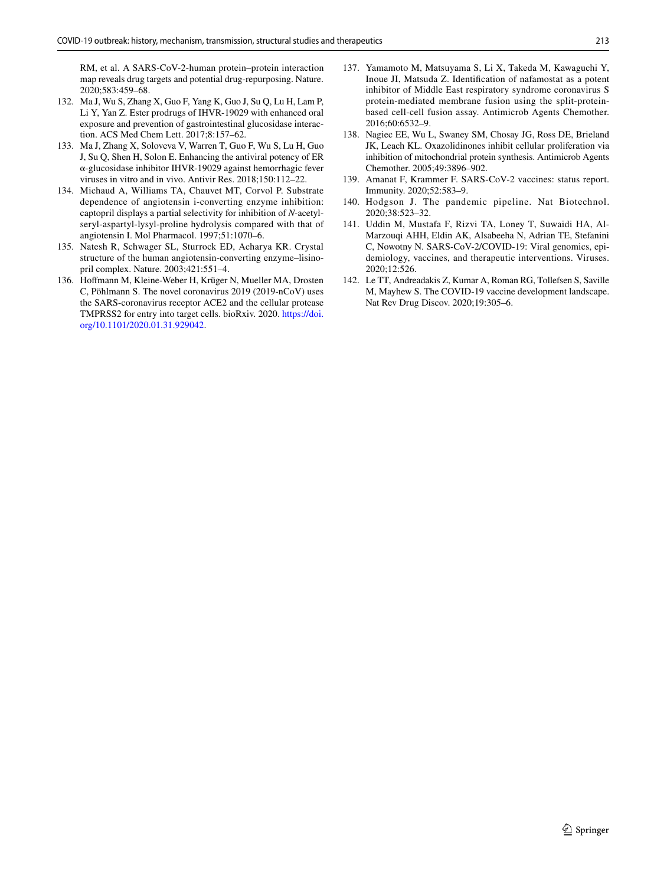RM, et al. A SARS-CoV-2-human protein–protein interaction map reveals drug targets and potential drug-repurposing. Nature. 2020;583:459–68.

132. Ma J, Wu S, Zhang X, Guo F, Yang K, Guo J, Su Q, Lu H, Lam P, Li Y, Yan Z. Ester prodrugs of IHVR-19029 with enhanced oral exposure and prevention of gastrointestinal glucosidase interaction. ACS Med Chem Lett. 2017;8:157–62.
133. Ma J, Zhang X, Soloveva V, Warren T, Guo F, Wu S, Lu H, Guo J, Su Q, Shen H, Solon E. Enhancing the antiviral potency of ER α-glucosidase inhibitor IHVR-19029 against hemorrhagic fever viruses in vitro and in vivo. Antivir Res. 2018;150:112–22.
134. Michaud A, Williams TA, Chauvet MT, Corvol P. Substrate dependence of angiotensin i-converting enzyme inhibition: captopril displays a partial selectivity for inhibition of *N*-acetyl-seryl-aspartyl-lysyl-proline hydrolysis compared with that of angiotensin I. Mol Pharmacol. 1997;51:1070–6.
135. Natesh R, Schwager SL, Sturrock ED, Acharya KR. Crystal structure of the human angiotensin-converting enzyme–lisinopril complex. Nature. 2003;421:551–4.
136. Hoffmann M, Kleine-Weber H, Krüger N, Mueller MA, Drosten C, Pöhlmann S. The novel coronavirus 2019 (2019-nCoV) uses the SARS-coronavirus receptor ACE2 and the cellular protease TMPRSS2 for entry into target cells. bioRxiv. 2020. https://doi.org/10.1101/2020.01.31.929042.
137. Yamamoto M, Matsuyama S, Li X, Takeda M, Kawaguchi Y, Inoue JI, Matsuda Z. Identification of nafamostat as a potent inhibitor of Middle East respiratory syndrome coronavirus S protein-mediated membrane fusion using the split-protein-based cell-cell fusion assay. Antimicrob Agents Chemother. 2016;60:6532–9.
138. Nagiec EE, Wu L, Swaney SM, Chosay JG, Ross DE, Brieland JK, Leach KL. Oxazolidinones inhibit cellular proliferation via inhibition of mitochondrial protein synthesis. Antimicrob Agents Chemother. 2005;49:3896–902.
139. Amanat F, Krammer F. SARS-CoV-2 vaccines: status report. Immunity. 2020;52:583–9.
140. Hodgson J. The pandemic pipeline. Nat Biotechnol. 2020;38:523–32.
141. Uddin M, Mustafa F, Rizvi TA, Loney T, Suwaidi HA, Al-Marzouqi AHH, Eldin AK, Alsabeeha N, Adrian TE, Stefanini C, Nowotny N. SARS-CoV-2/COVID-19: Viral genomics, epidemiology, vaccines, and therapeutic interventions. Viruses. 2020;12:526.
142. Le TT, Andreadakis Z, Kumar A, Roman RG, Tollefsen S, Saville M, Mayhew S. The COVID-19 vaccine development landscape. Nat Rev Drug Discov. 2020;19:305–6.